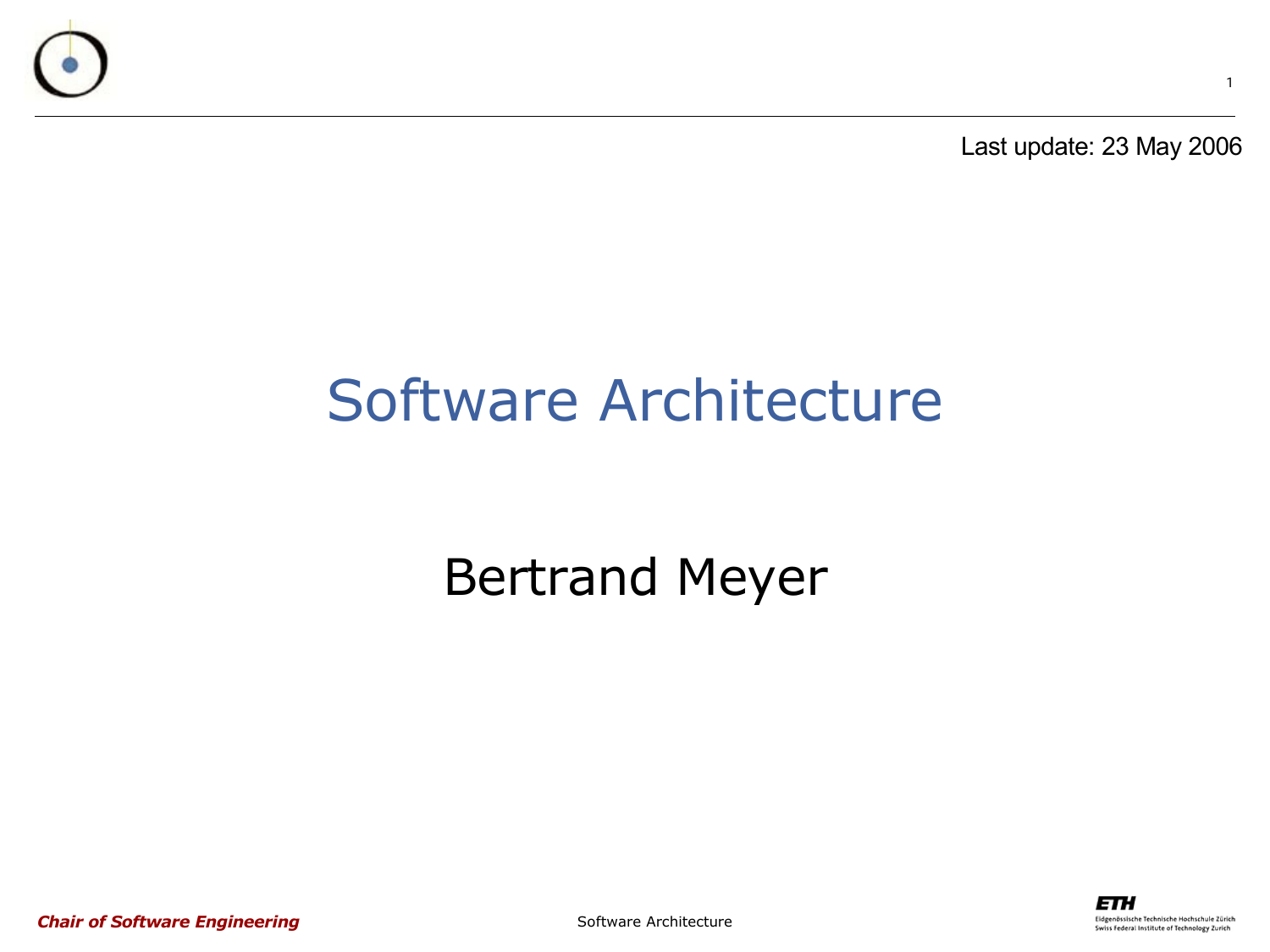Last update: 23 May 2006

# Software Architecture

## Bertrand Meyer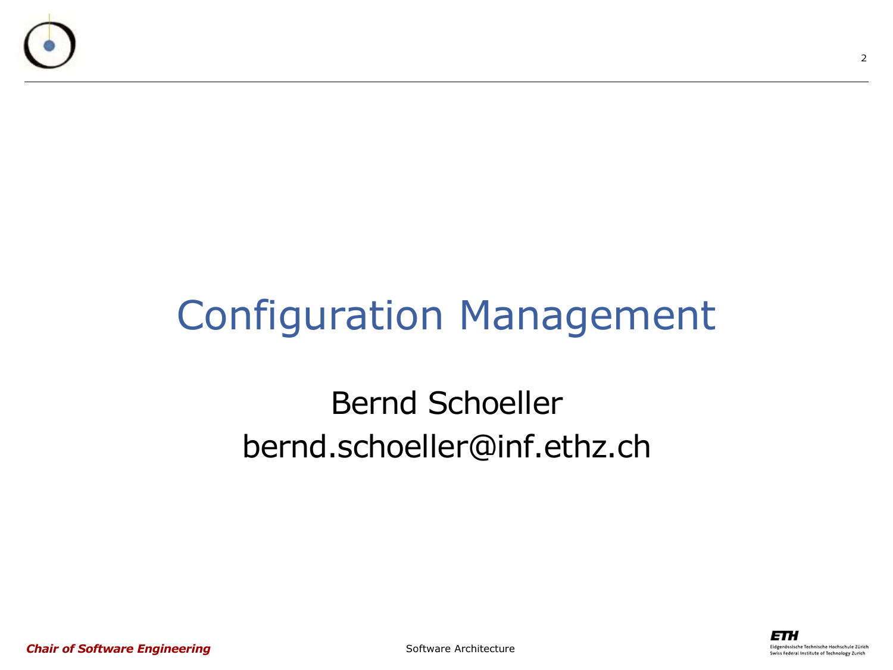# Configuration Management

Bernd Schoeller
bernd.schoeller@inf.ethz.ch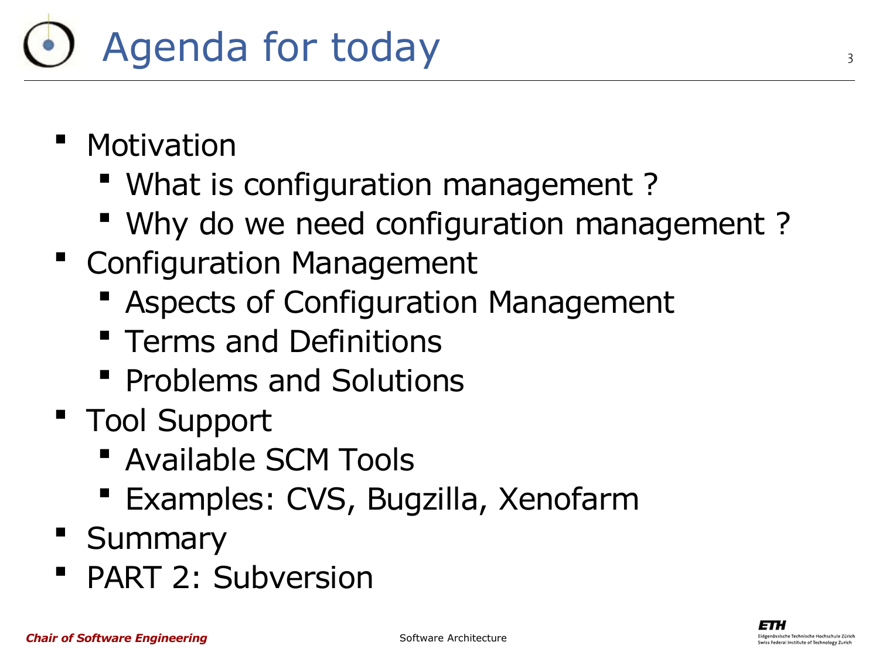# Agenda for today

- Motivation
  - What is configuration management ?
  - Why do we need configuration management ?
- Configuration Management
  - Aspects of Configuration Management
  - Terms and Definitions
  - Problems and Solutions
- Tool Support
  - Available SCM Tools
  - Examples: CVS, Bugzilla, Xenofarm
- Summary
- PART 2: Subversion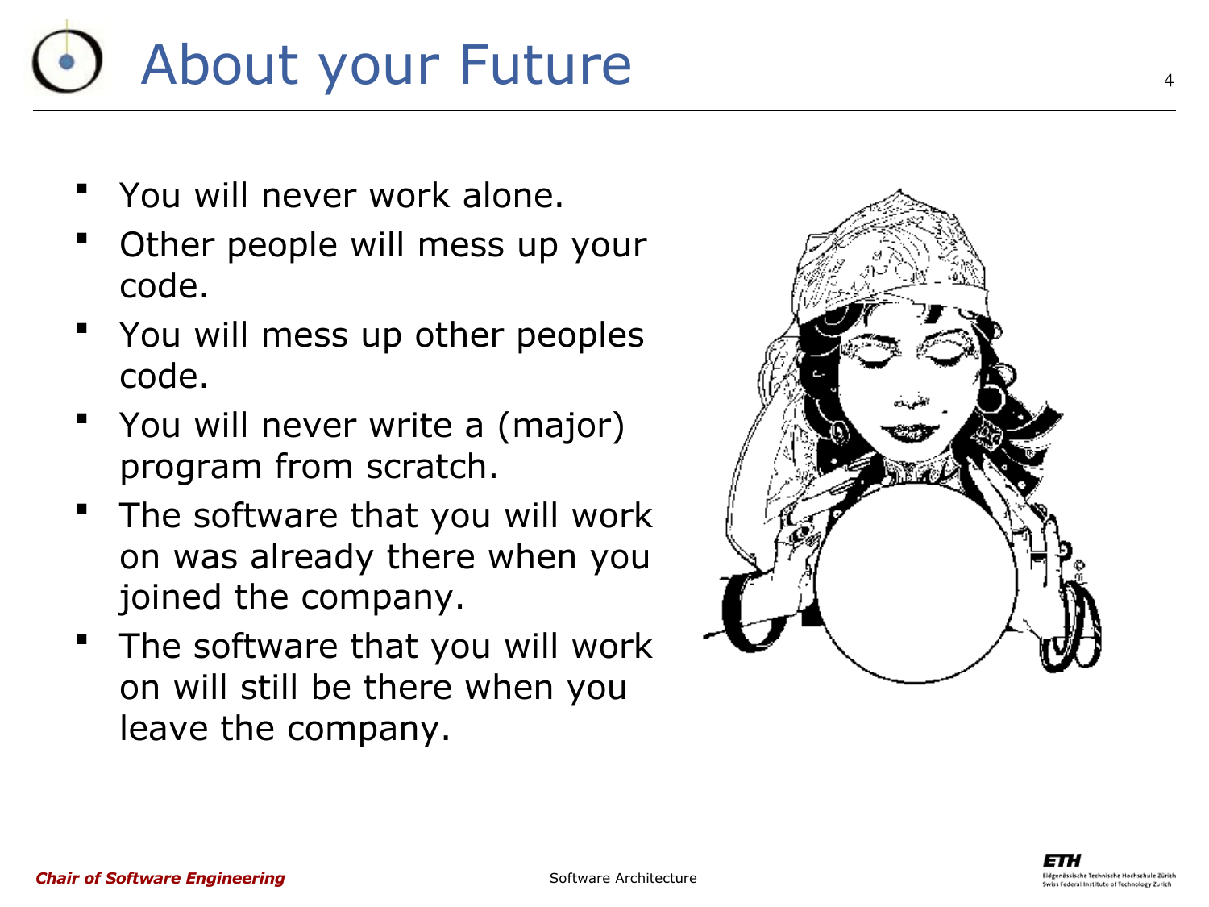# About your Future

- You will never work alone.
- Other people will mess up your code.
- You will mess up other peoples code.
- You will never write a (major) program from scratch.
- The software that you will work on was already there when you joined the company.
- The software that you will work on will still be there when you leave the company.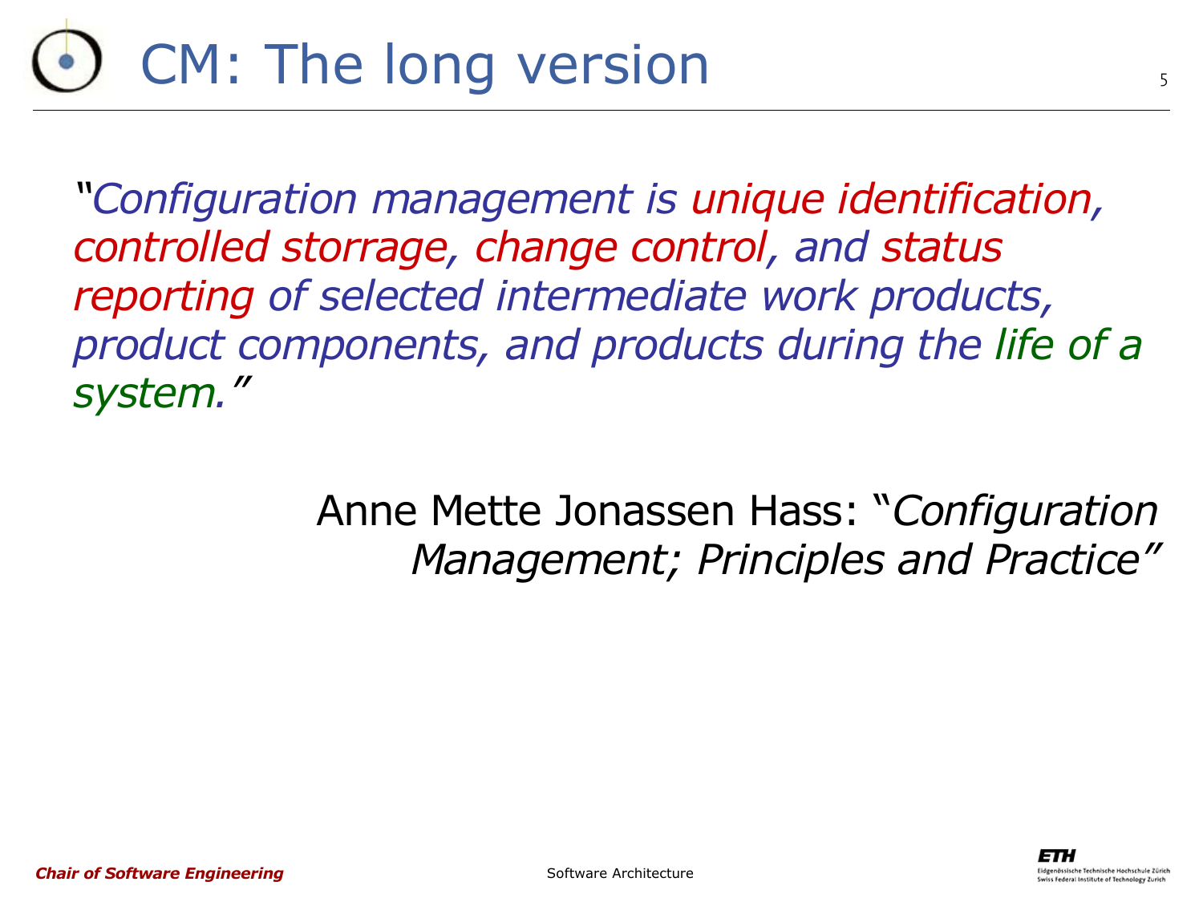# CM: The long version

*"Configuration management is unique identification, controlled storrage, change control, and status reporting of selected intermediate work products, product components, and products during the life of a system."*

Anne Mette Jonassen Hass: "*Configuration Management; Principles and Practice*"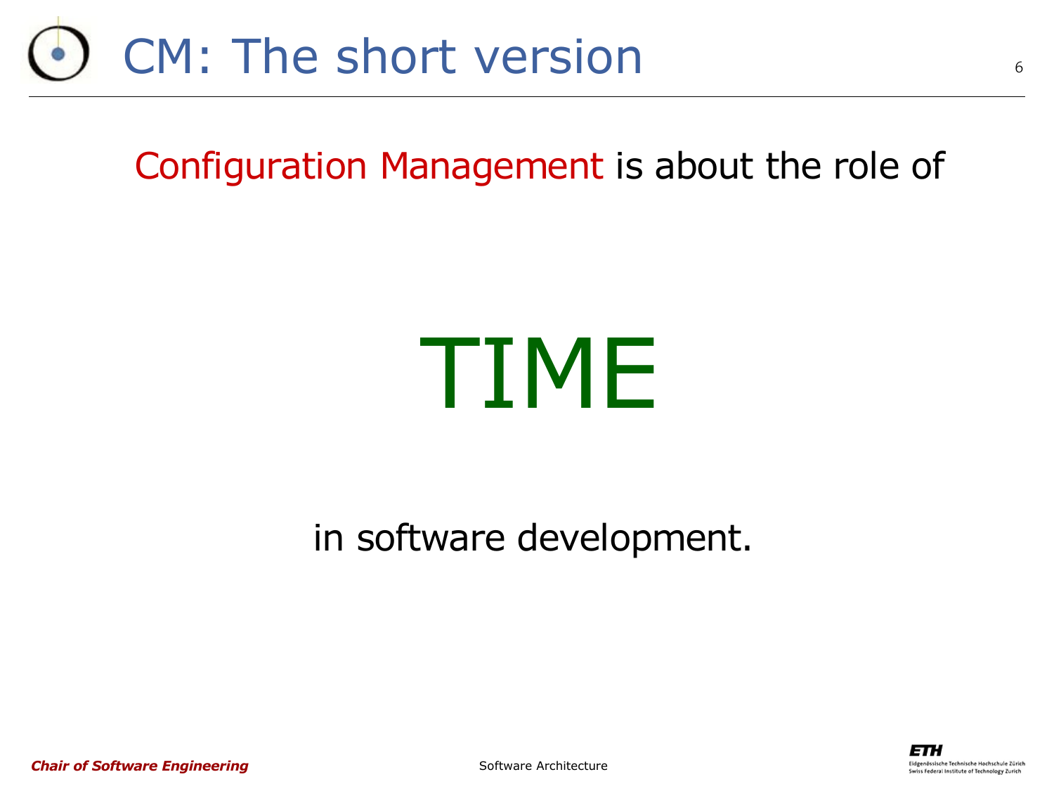# CM: The short version

Configuration Management is about the role of

TIME

in software development.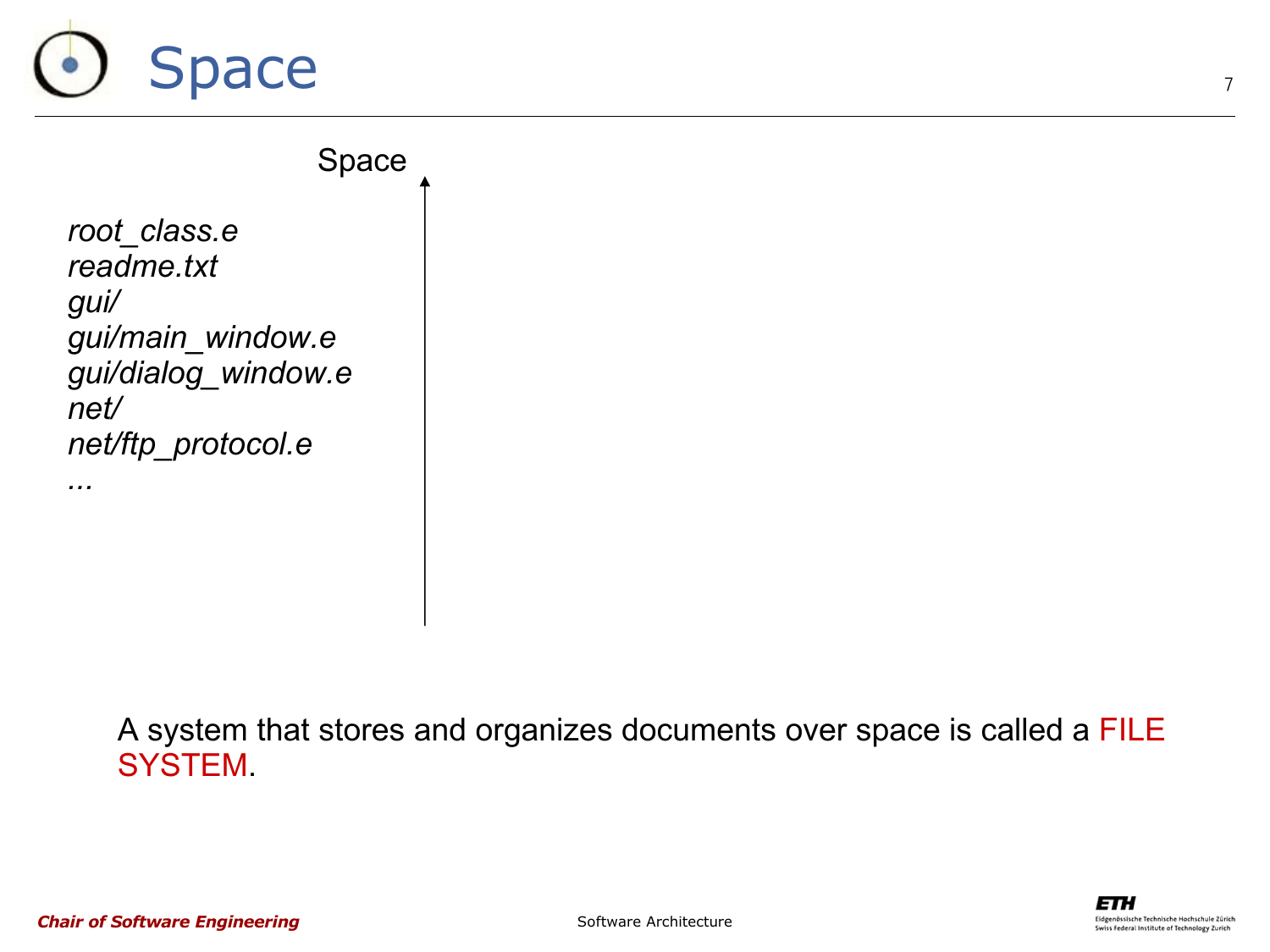# Space

Space

*root_class.e*
*readme.txt*
*gui/*
*gui/main_window.e*
*gui/dialog_window.e*
*net/*
*net/ftp_protocol.e*
*...*

A system that stores and organizes documents over space is called a FILE SYSTEM.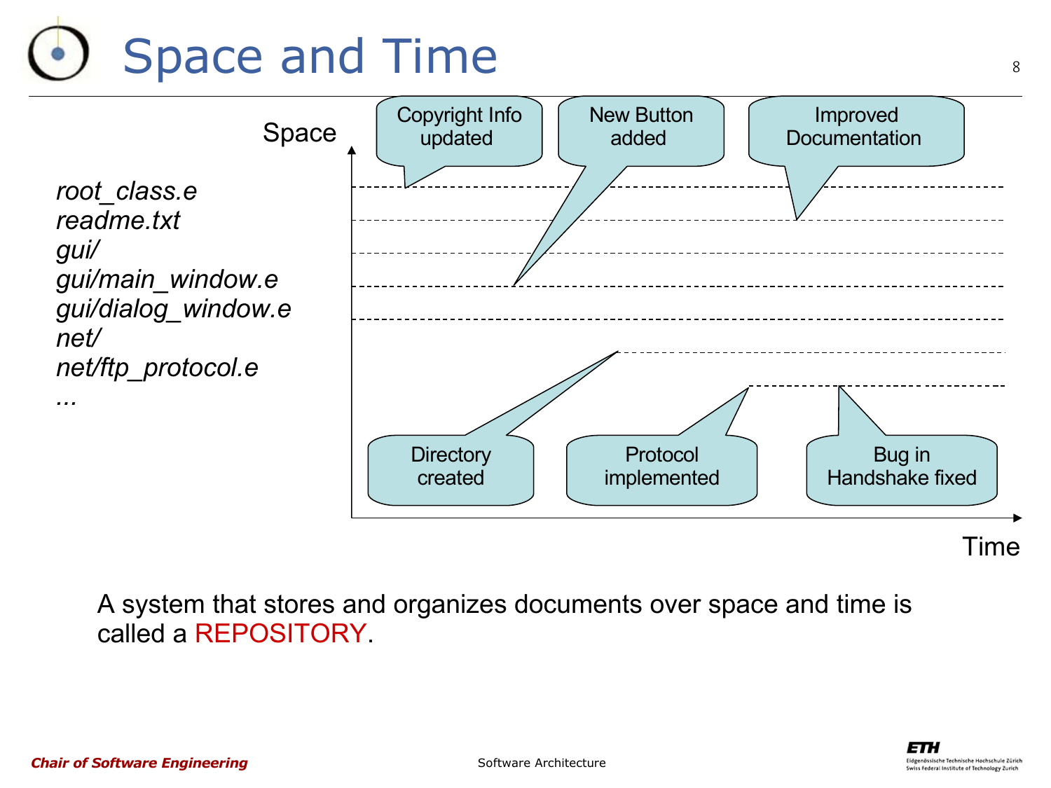# Space and Time

Space

*root_class.e*
*readme.txt*
*gui/*
*gui/main_window.e*
*gui/dialog_window.e*
*net/*
*net/ftp_protocol.e*
*...*

Copyright Info updated

New Button added

Improved Documentation

Directory created

Protocol implemented

Bug in Handshake fixed

Time

A system that stores and organizes documents over space and time is called a REPOSITORY.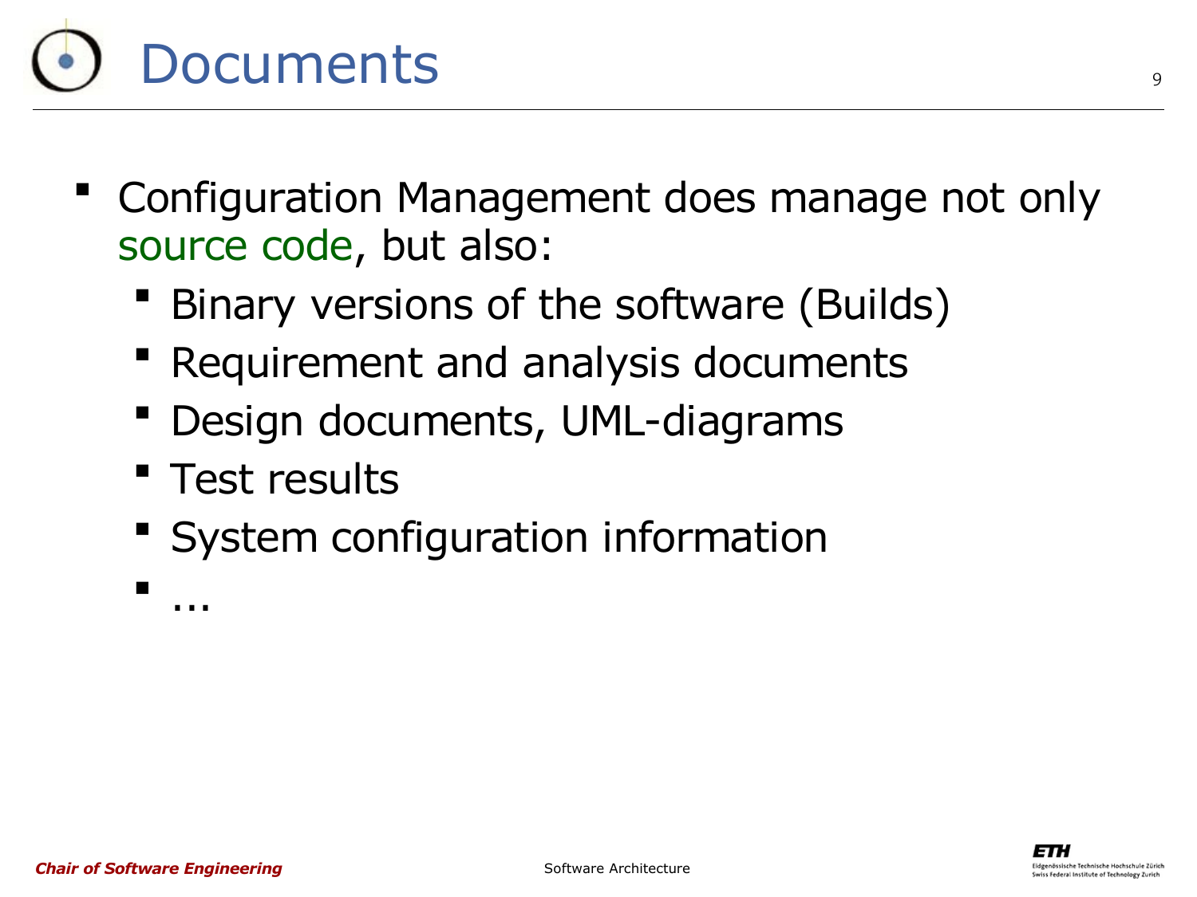# Documents

- Configuration Management does manage not only source code, but also:
  - Binary versions of the software (Builds)
  - Requirement and analysis documents
  - Design documents, UML-diagrams
  - Test results
  - System configuration information
  - ...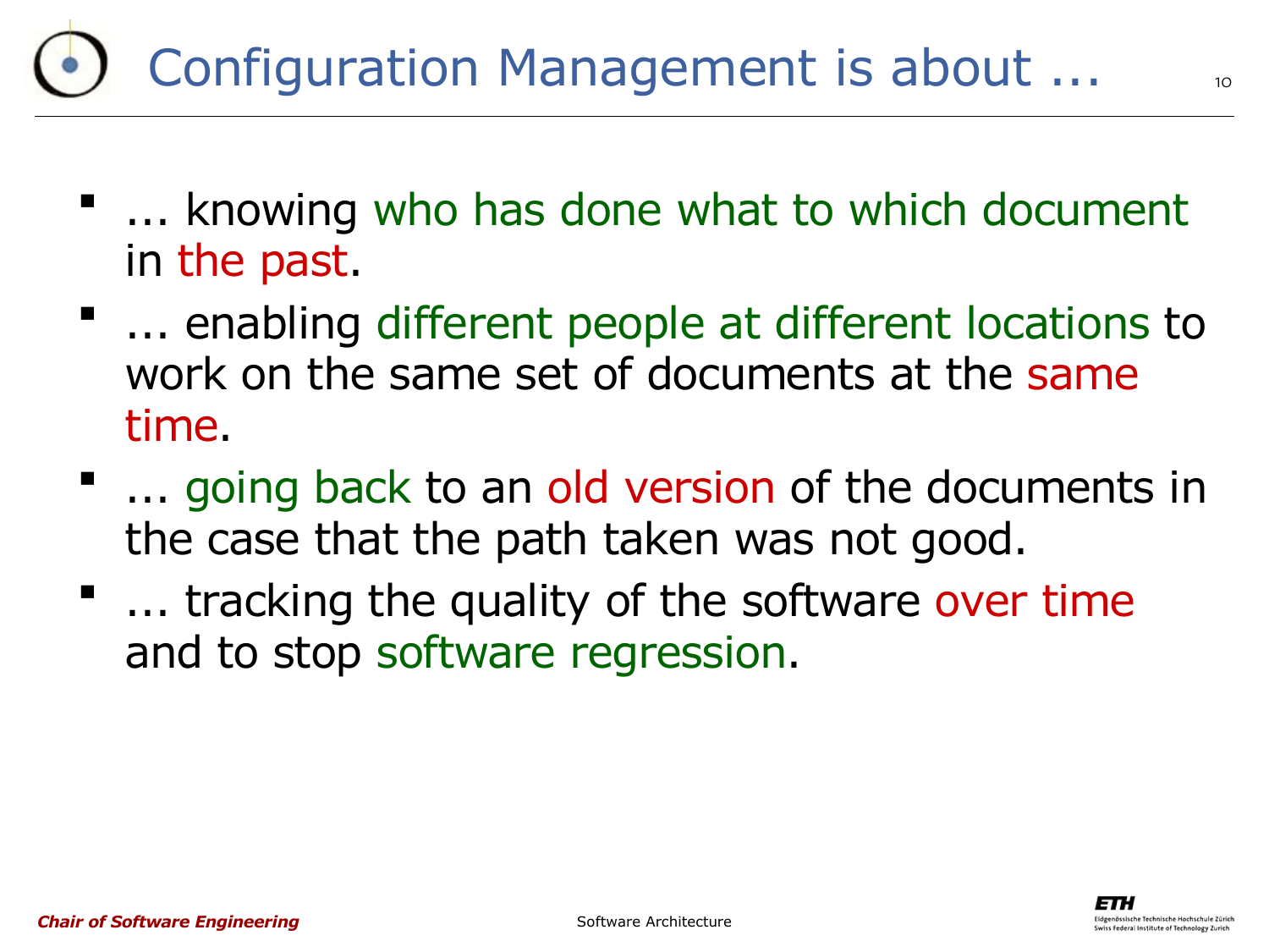# Configuration Management is about ...

- ... knowing who has done what to which document in the past.
- ... enabling different people at different locations to work on the same set of documents at the same time.
- ... going back to an old version of the documents in the case that the path taken was not good.
- ... tracking the quality of the software over time and to stop software regression.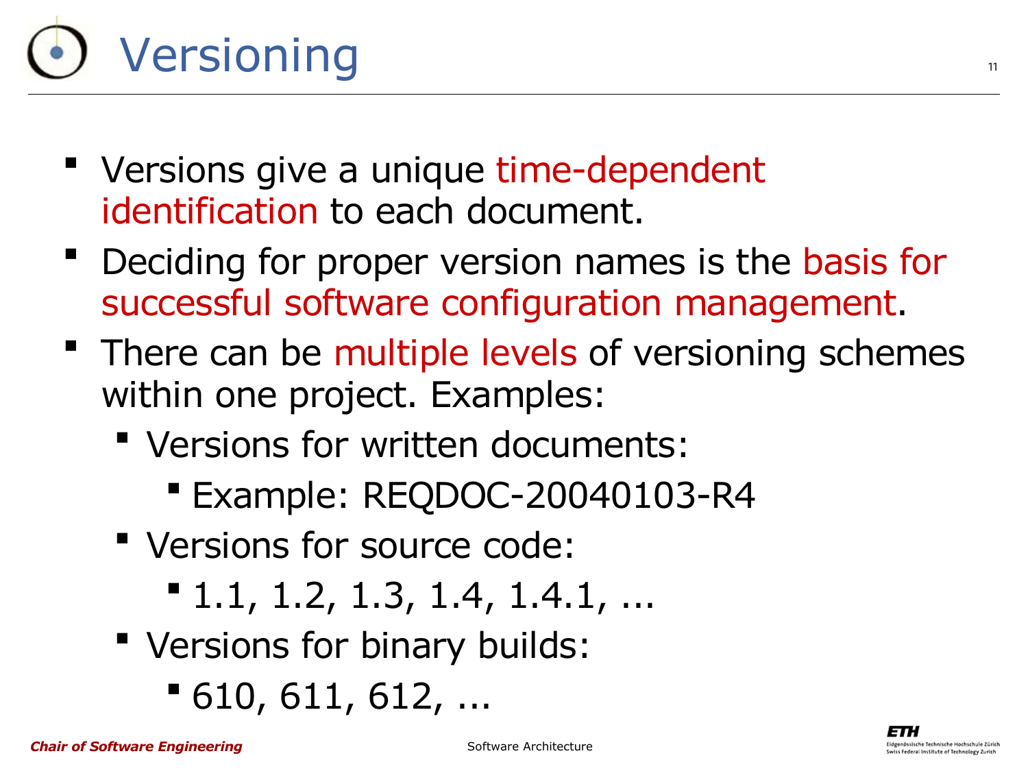# Versioning

- Versions give a unique time-dependent identification to each document.
- Deciding for proper version names is the basis for successful software configuration management.
- There can be multiple levels of versioning schemes within one project. Examples:
  - Versions for written documents:
    - Example: REQDOC-20040103-R4
  - Versions for source code:
    - 1.1, 1.2, 1.3, 1.4, 1.4.1, ...
  - Versions for binary builds:
    - 610, 611, 612, ...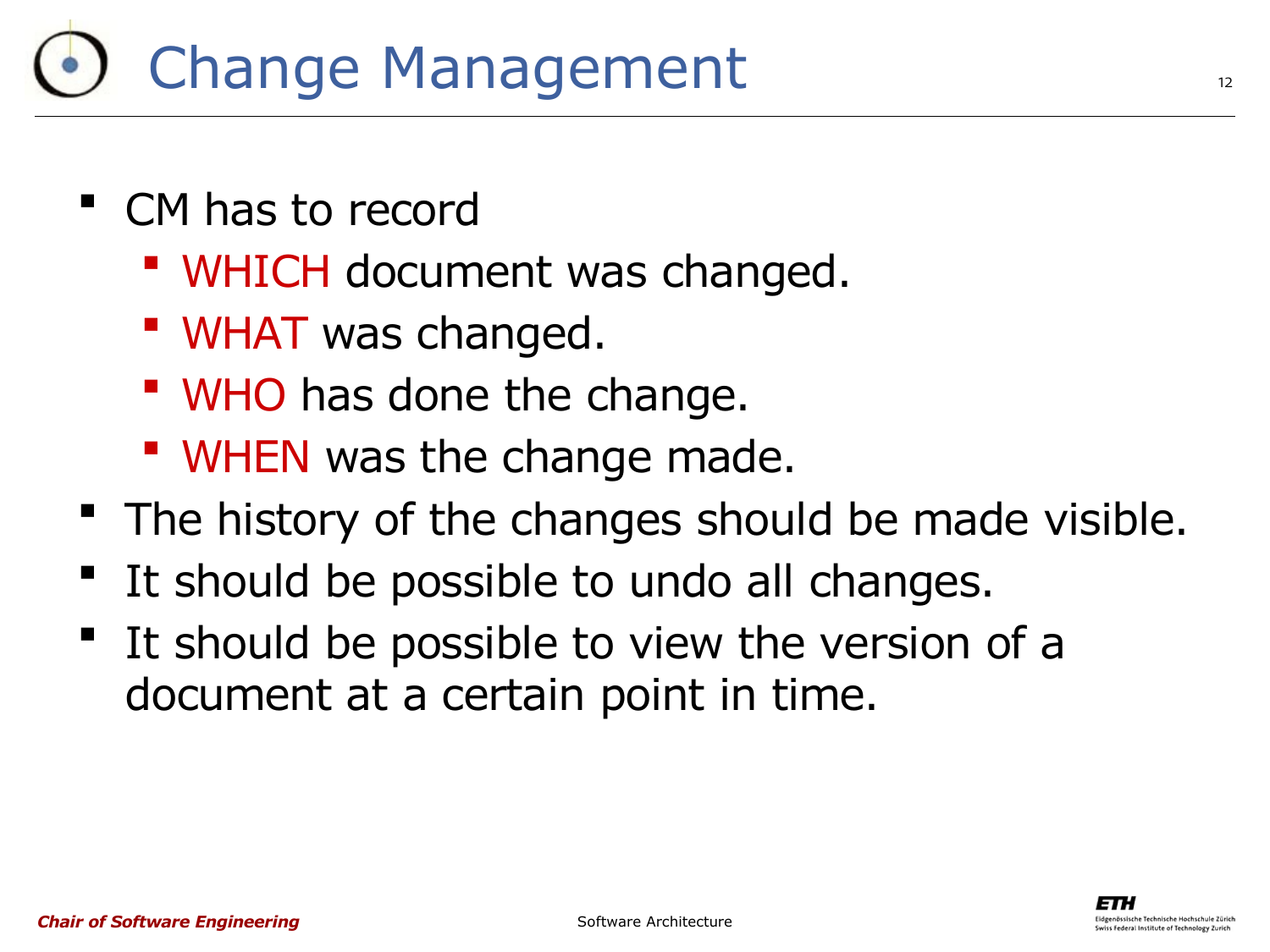# Change Management

- CM has to record
  - WHICH document was changed.
  - WHAT was changed.
  - WHO has done the change.
  - WHEN was the change made.
- The history of the changes should be made visible.
- It should be possible to undo all changes.
- It should be possible to view the version of a document at a certain point in time.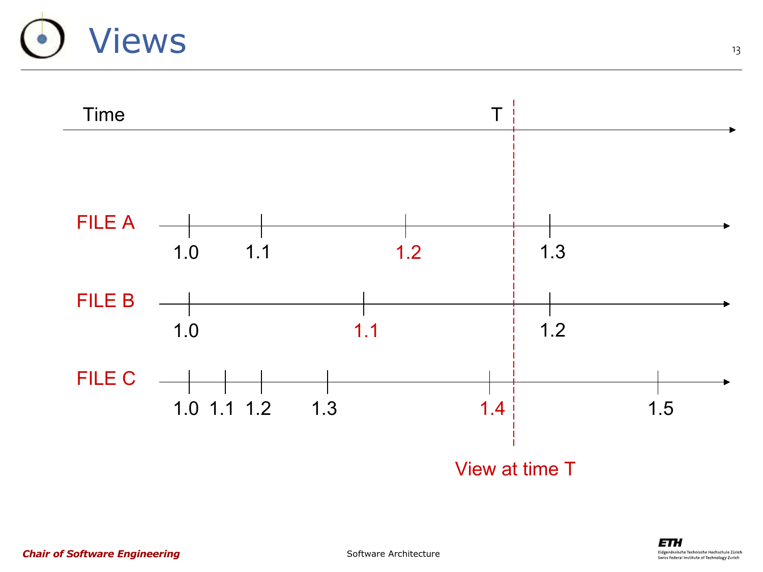# Views

Time T

FILE A: 1.0, 1.1, 1.2, 1.3

FILE B: 1.0, 1.1, 1.2

FILE C: 1.0, 1.1, 1.2, 1.3, 1.4, 1.5

View at time T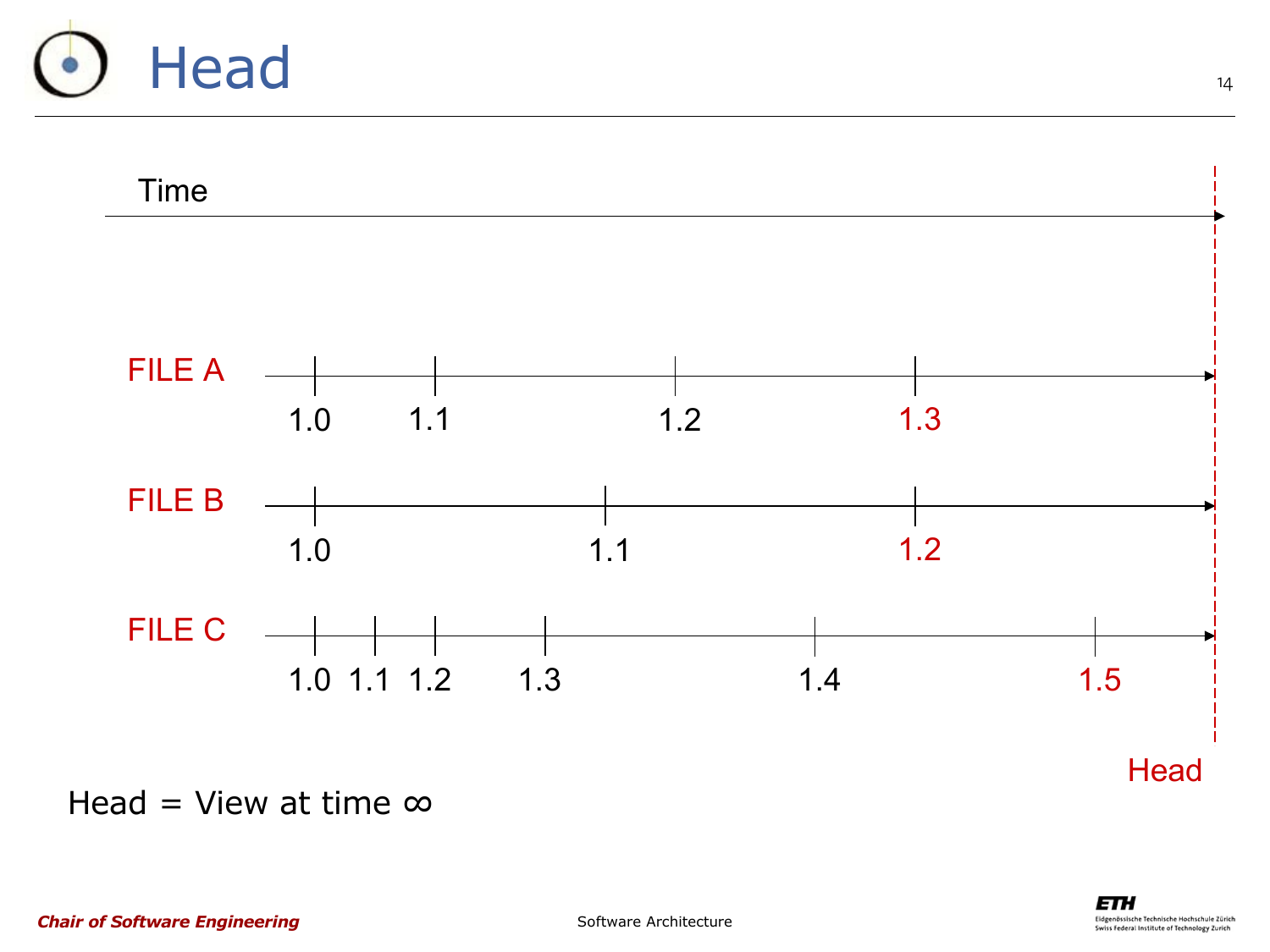# Head

Time

FILE A: 1.0, 1.1, 1.2, 1.3

FILE B: 1.0, 1.1, 1.2

FILE C: 1.0, 1.1, 1.2, 1.3, 1.4, 1.5

Head

Head = View at time ∞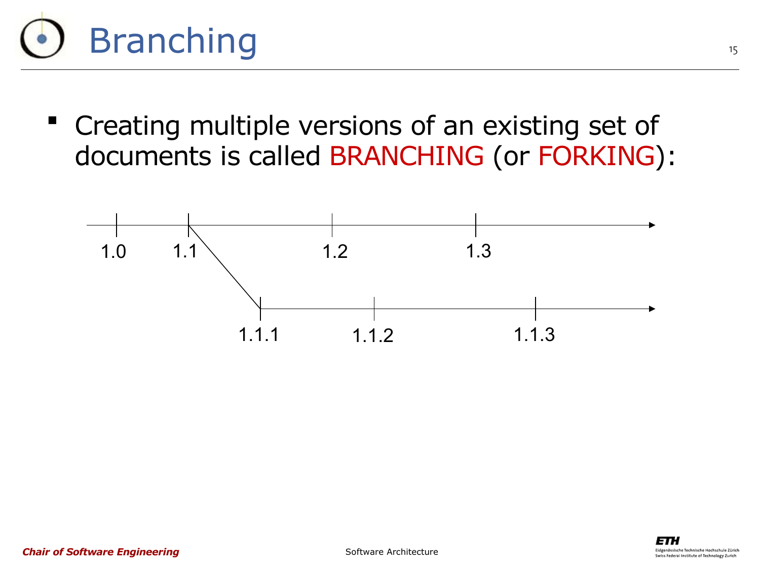# Branching

- Creating multiple versions of an existing set of documents is called BRANCHING (or FORKING):

1.0 1.1 1.2 1.3

1.1.1 1.1.2 1.1.3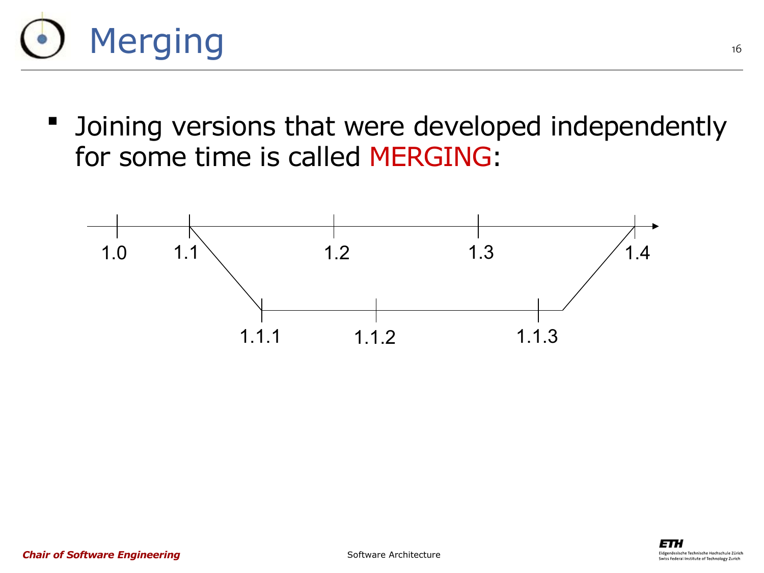# Merging

- Joining versions that were developed independently for some time is called MERGING:

1.0 1.1 1.2 1.3 1.4

1.1.1 1.1.2 1.1.3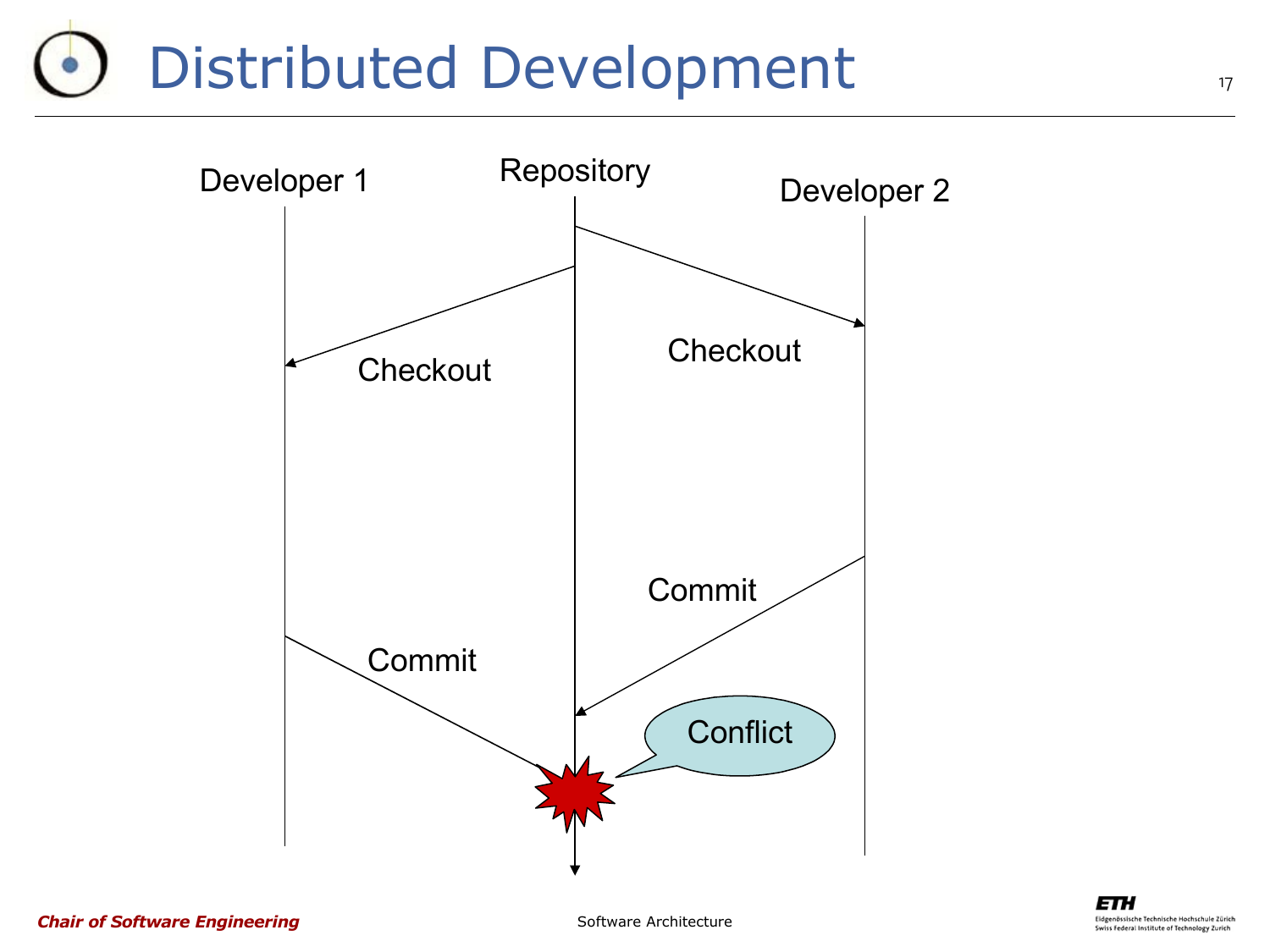# Distributed Development

Developer 1

Repository

Developer 2

Checkout

Checkout

Commit

Commit

Conflict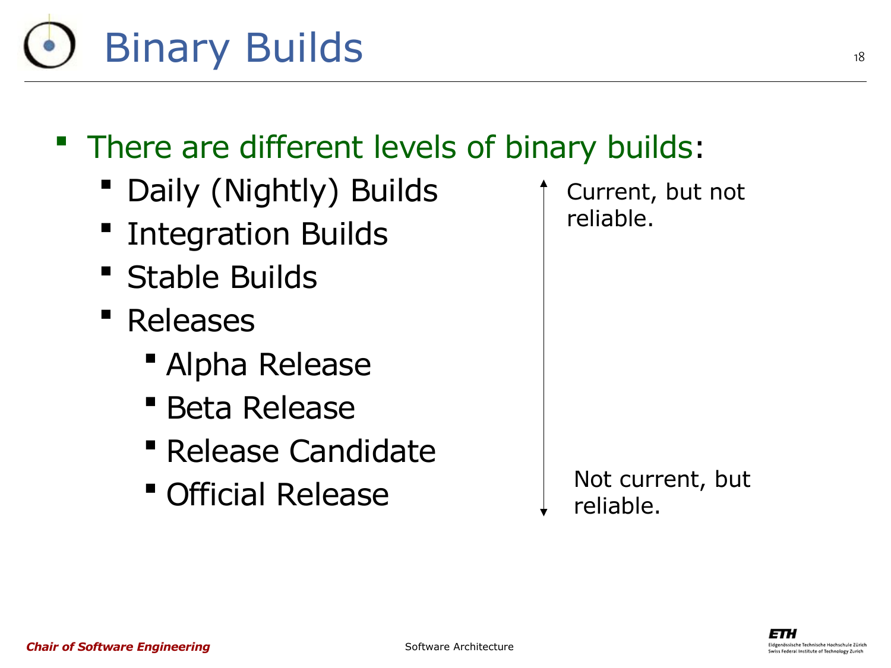# Binary Builds

- There are different levels of binary builds:
  - Daily (Nightly) Builds
  - Integration Builds
  - Stable Builds
  - Releases
    - Alpha Release
    - Beta Release
    - Release Candidate
    - Official Release

↑ Current, but not reliable.

↓ Not current, but reliable.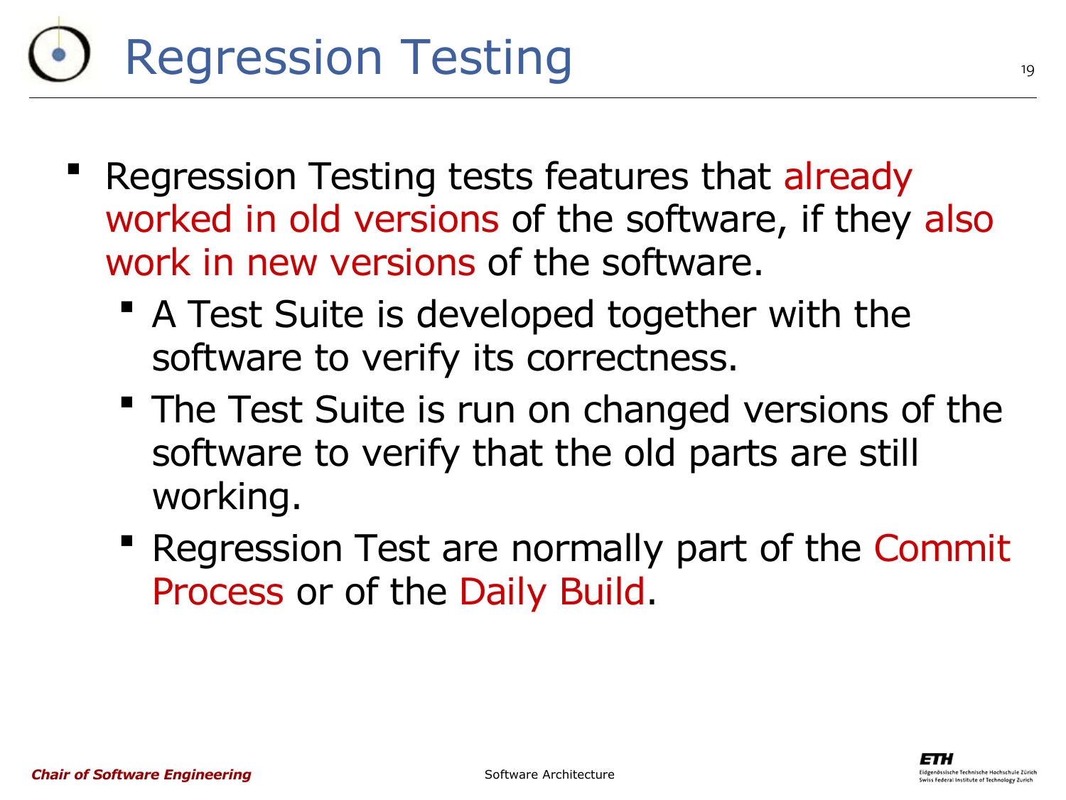# Regression Testing

- Regression Testing tests features that already worked in old versions of the software, if they also work in new versions of the software.
  - A Test Suite is developed together with the software to verify its correctness.
  - The Test Suite is run on changed versions of the software to verify that the old parts are still working.
  - Regression Test are normally part of the Commit Process or of the Daily Build.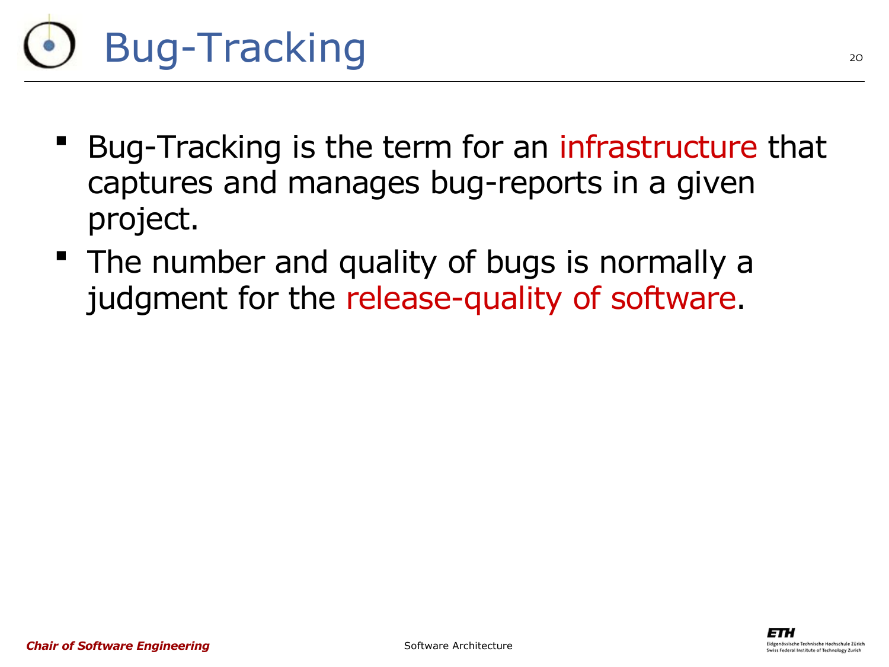# Bug-Tracking

- Bug-Tracking is the term for an infrastructure that captures and manages bug-reports in a given project.
- The number and quality of bugs is normally a judgment for the release-quality of software.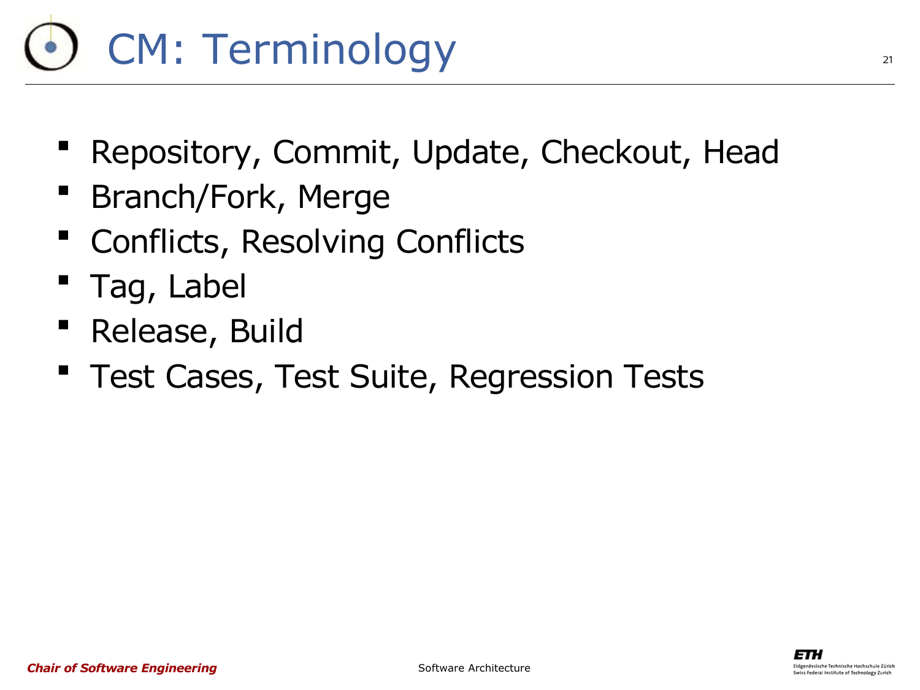# CM: Terminology

- Repository, Commit, Update, Checkout, Head
- Branch/Fork, Merge
- Conflicts, Resolving Conflicts
- Tag, Label
- Release, Build
- Test Cases, Test Suite, Regression Tests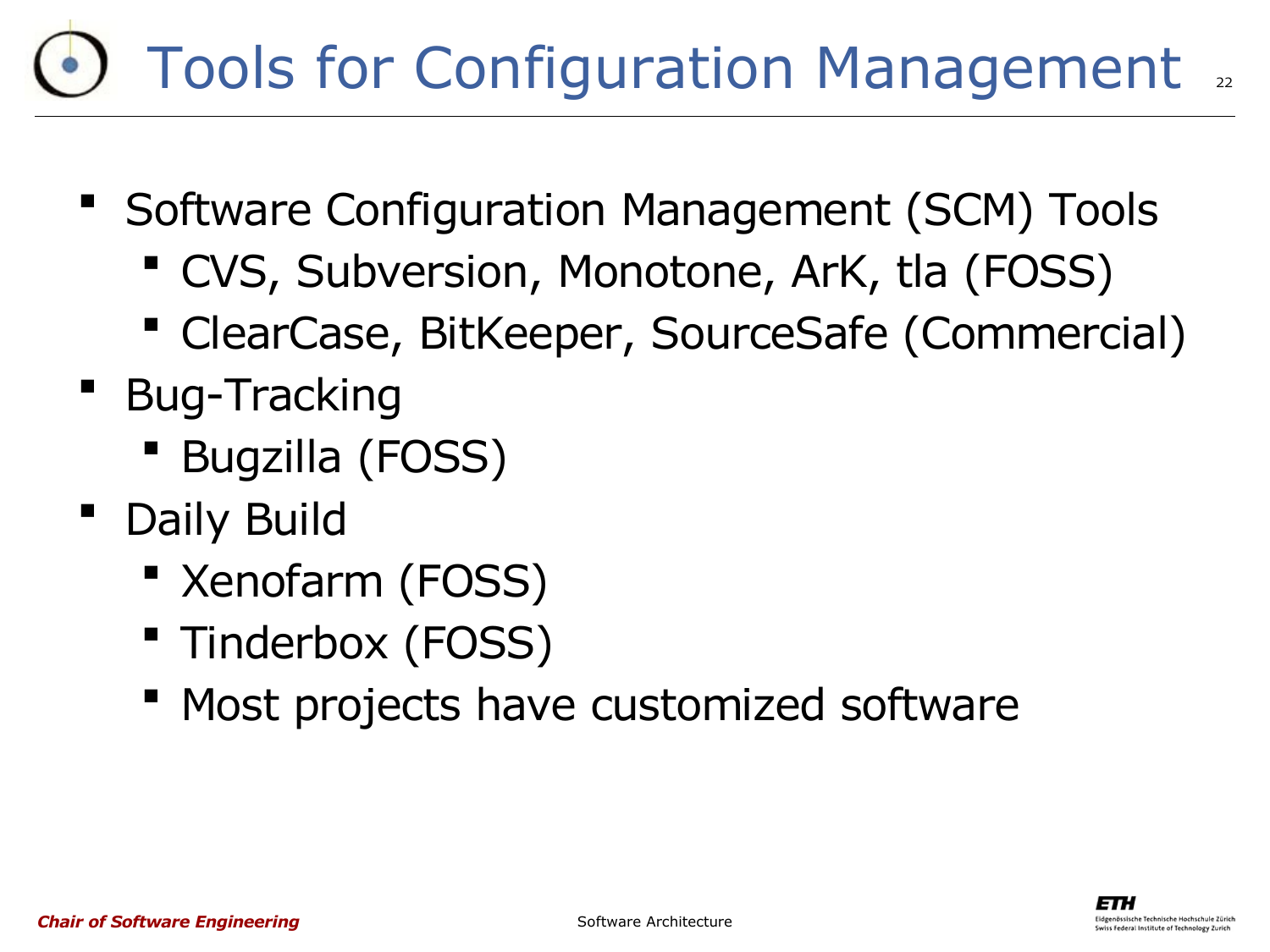# Tools for Configuration Management

- Software Configuration Management (SCM) Tools
  - CVS, Subversion, Monotone, ArK, tla (FOSS)
  - ClearCase, BitKeeper, SourceSafe (Commercial)
- Bug-Tracking
  - Bugzilla (FOSS)
- Daily Build
  - Xenofarm (FOSS)
  - Tinderbox (FOSS)
  - Most projects have customized software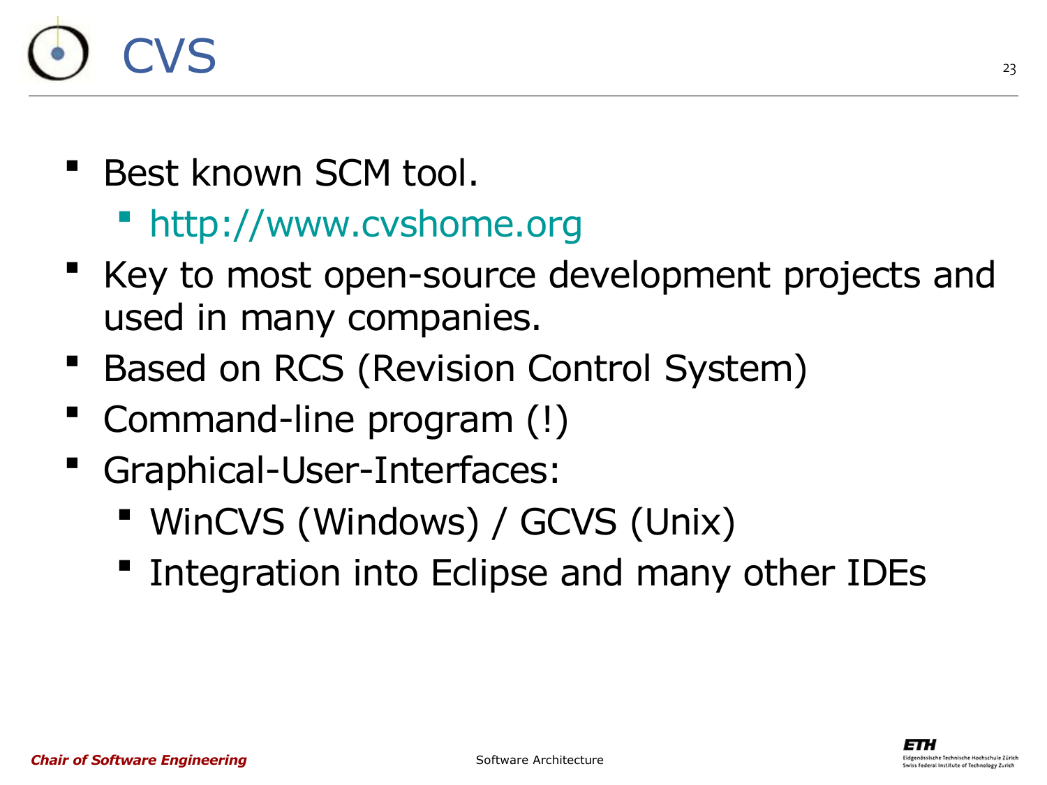# CVS

- Best known SCM tool.
  - http://www.cvshome.org
- Key to most open-source development projects and used in many companies.
- Based on RCS (Revision Control System)
- Command-line program (!)
- Graphical-User-Interfaces:
  - WinCVS (Windows) / GCVS (Unix)
  - Integration into Eclipse and many other IDEs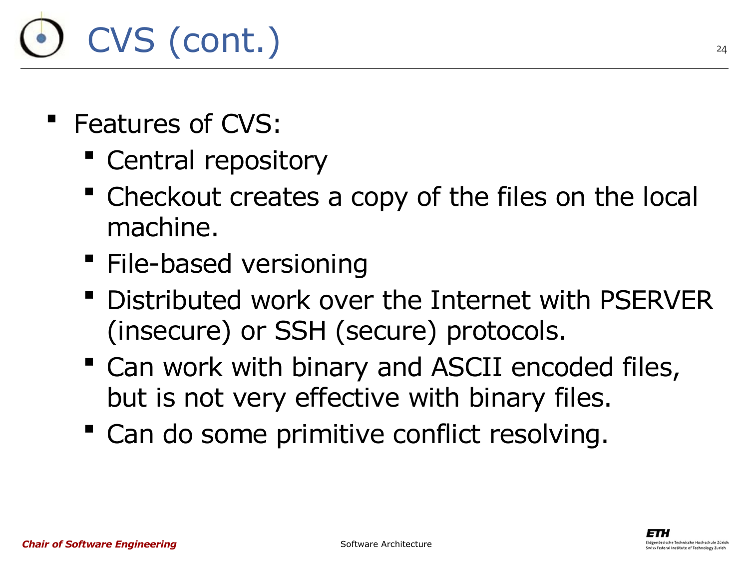# CVS (cont.)

- Features of CVS:
  - Central repository
  - Checkout creates a copy of the files on the local machine.
  - File-based versioning
  - Distributed work over the Internet with PSERVER (insecure) or SSH (secure) protocols.
  - Can work with binary and ASCII encoded files, but is not very effective with binary files.
  - Can do some primitive conflict resolving.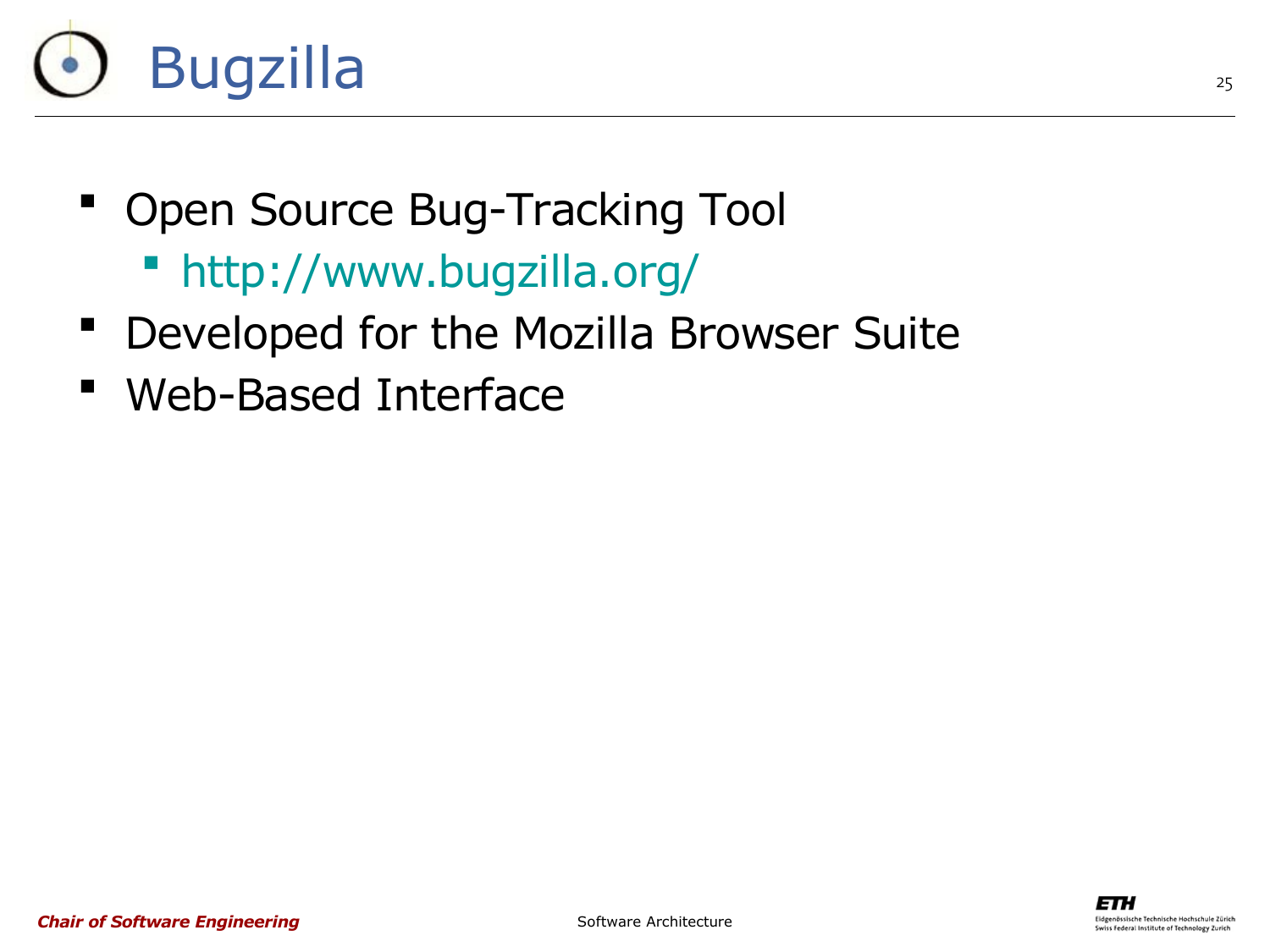# Bugzilla

- Open Source Bug-Tracking Tool
  - http://www.bugzilla.org/
- Developed for the Mozilla Browser Suite
- Web-Based Interface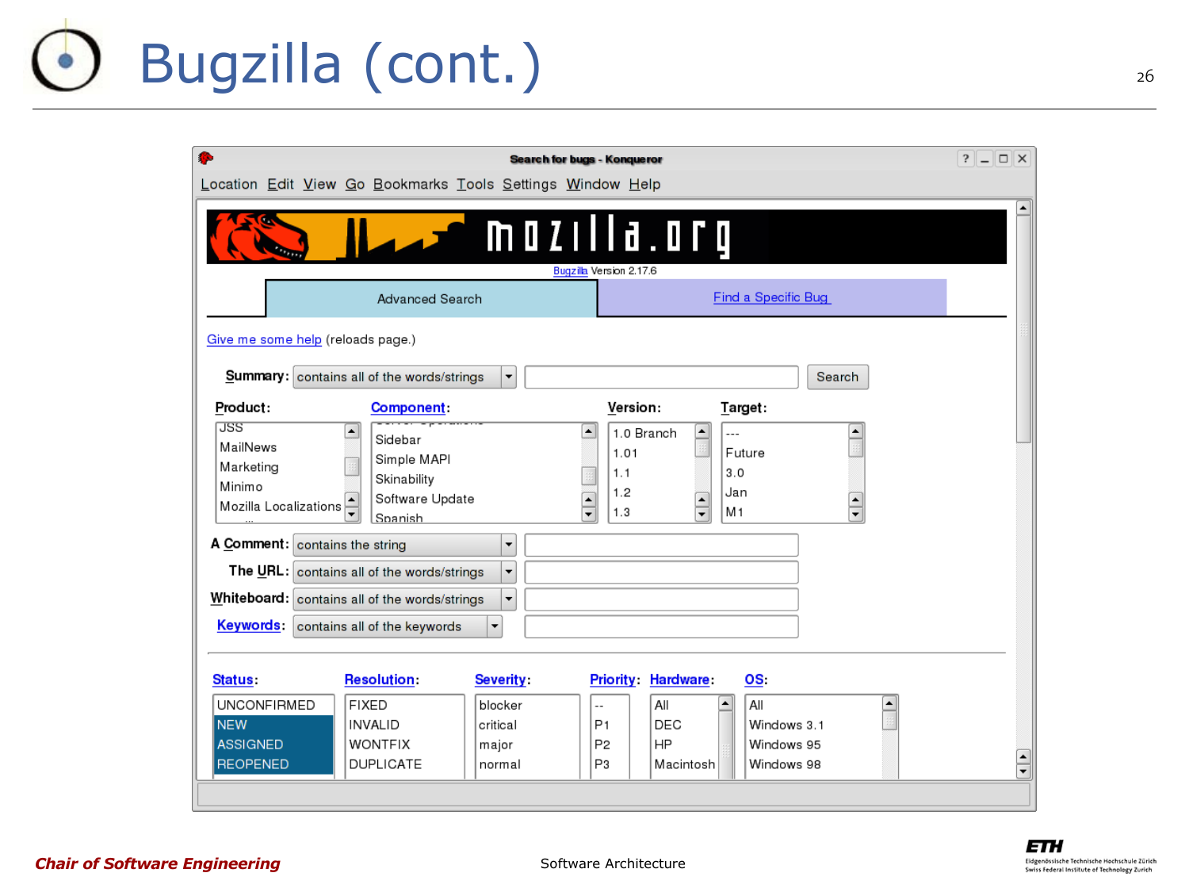# Bugzilla (cont.)

Search for bugs - Konqueror

Location Edit View Go Bookmarks Tools Settings Window Help

mozilla.org

Bugzilla Version 2.17.6

Advanced Search | Find a Specific Bug

Give me some help (reloads page.)

**Summary:** contains all of the words/strings [Search]

**Product:**
- JSS
- MailNews
- Marketing
- Minimo
- Mozilla Localizations

**Component:**
- Sidebar
- Simple MAPI
- Skinability
- Software Update
- Spanish

**Version:**
- 1.0 Branch
- 1.01
- 1.1
- 1.2
- 1.3

**Target:**
- ---
- Future
- 3.0
- Jan
- M1

**A Comment:** contains the string

**The URL:** contains all of the words/strings

**Whiteboard:** contains all of the words/strings

**Keywords:** contains all of the keywords

**Status:**
- UNCONFIRMED
- NEW
- ASSIGNED
- REOPENED

**Resolution:**
- FIXED
- INVALID
- WONTFIX
- DUPLICATE

**Severity:**
- blocker
- critical
- major
- normal

**Priority:**
- --
- P1
- P2
- P3

**Hardware:**
- All
- DEC
- HP
- Macintosh

**OS:**
- All
- Windows 3.1
- Windows 95
- Windows 98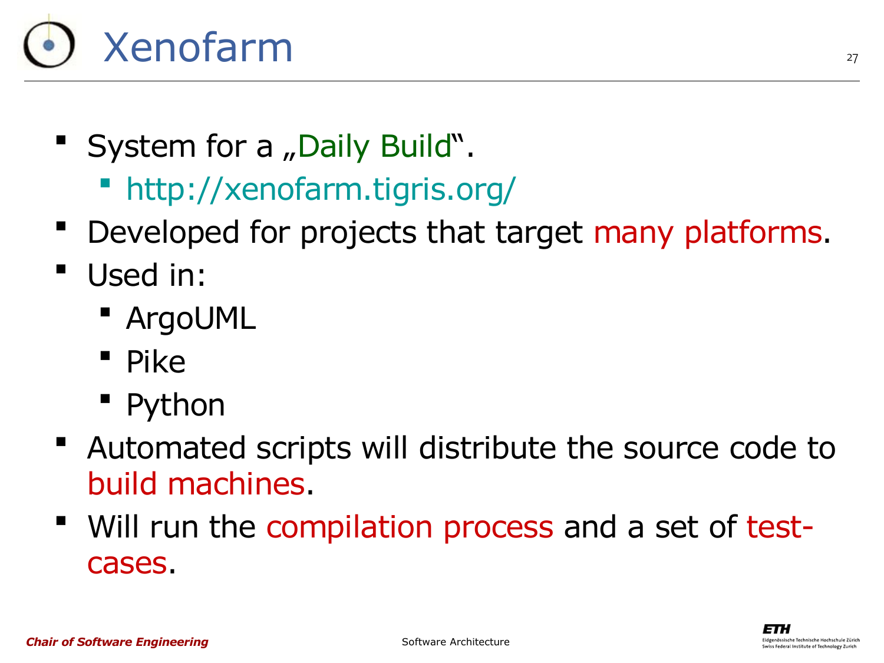# Xenofarm

- System for a „Daily Build".
  - http://xenofarm.tigris.org/
- Developed for projects that target many platforms.
- Used in:
  - ArgoUML
  - Pike
  - Python
- Automated scripts will distribute the source code to build machines.
- Will run the compilation process and a set of test-cases.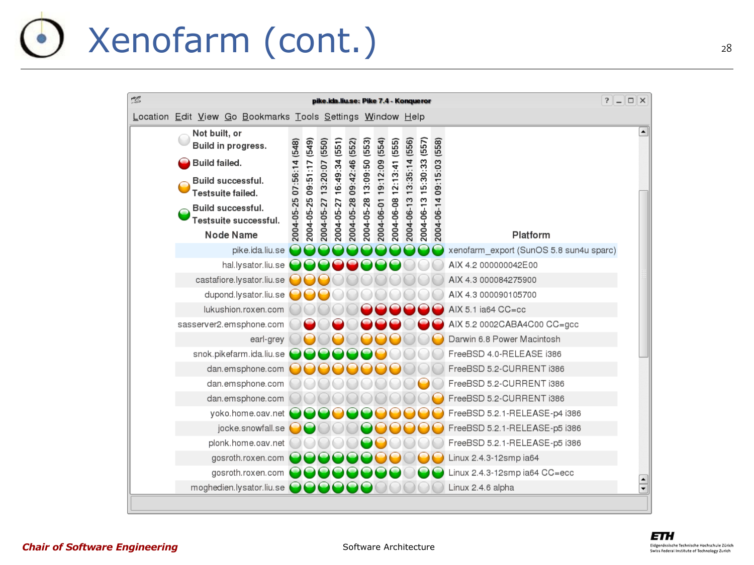# Xenofarm (cont.)

pike.ida.liu.se: Pike 7.4 - Konqueror

Location Edit View Go Bookmarks Tools Settings Window Help

Legend:
- Not built, or Build in progress.
- Build failed.
- Build successful. Testsuite failed.
- Build successful. Testsuite successful.

| Node Name | 2004-05-25 07:56:14 (548) | 2004-05-25 09:51:17 (549) | 2004-05-27 13:20:07 (550) | 2004-05-27 16:49:34 (551) | 2004-05-28 09:42:46 (552) | 2004-05-28 13:09:50 (553) | 2004-06-01 19:12:09 (554) | 2004-06-08 12:13:41 (555) | 2004-06-13 13:35:14 (556) | 2004-06-13 15:30:33 (557) | 2004-06-14 09:15:03 (558) | Platform |
|---|---|---|---|---|---|---|---|---|---|---|---|---|
| pike.ida.liu.se | green | green | green | green | green | green | green | green | green | green | green | xenofarm_export (SunOS 5.8 sun4u sparc) |
| hal.lysator.liu.se | green | green | green | red | red | green | green | green | grey | grey | grey | AIX 4.2 000000042E00 |
| castafiore.lysator.liu.se | orange | orange | orange | grey | grey | grey | grey | grey | grey | grey | grey | AIX 4.3 000084275900 |
| dupond.lysator.liu.se | orange | orange | orange | grey | grey | grey | grey | grey | grey | grey | grey | AIX 4.3 000090105700 |
| lukushion.roxen.com | grey | grey | grey | grey | grey | red | red | red | red | red | red | AIX 5.1 ia64 CC=cc |
| sasserver2.emsphone.com | grey | red | grey | red | grey | red | red | red | grey | red | red | AIX 5.2 0002CABA4C00 CC=gcc |
| earl-grey | grey | orange | grey | orange | grey | orange | orange | orange | grey | grey | orange | Darwin 6.8 Power Macintosh |
| snok.pikefarm.ida.liu.se | green | green | green | green | green | green | orange | grey | grey | grey | grey | FreeBSD 4.0-RELEASE i386 |
| dan.emsphone.com | orange | orange | orange | orange | orange | orange | orange | orange | grey | grey | grey | FreeBSD 5.2-CURRENT i386 |
| dan.emsphone.com | grey | grey | grey | grey | grey | grey | grey | grey | grey | orange | grey | FreeBSD 5.2-CURRENT i386 |
| dan.emsphone.com | grey | grey | grey | grey | grey | grey | grey | grey | grey | grey | orange | FreeBSD 5.2-CURRENT i386 |
| yoko.home.oav.net | green | green | green | orange | green | green | orange | orange | orange | orange | orange | FreeBSD 5.2.1-RELEASE-p4 i386 |
| jocke.snowfall.se | orange | green | grey | grey | grey | green | orange | orange | orange | orange | orange | FreeBSD 5.2.1-RELEASE-p5 i386 |
| plonk.home.oav.net | grey | grey | grey | grey | grey | green | orange | grey | grey | grey | grey | FreeBSD 5.2.1-RELEASE-p5 i386 |
| gosroth.roxen.com | green | green | green | green | green | green | orange | orange | grey | orange | orange | Linux 2.4.3-12smp ia64 |
| gosroth.roxen.com | green | green | green | green | green | green | green | green | grey | green | green | Linux 2.4.3-12smp ia64 CC=ecc |
| moghedien.lysator.liu.se | green | green | green | green | green | green | grey | grey | grey | grey | grey | Linux 2.4.6 alpha |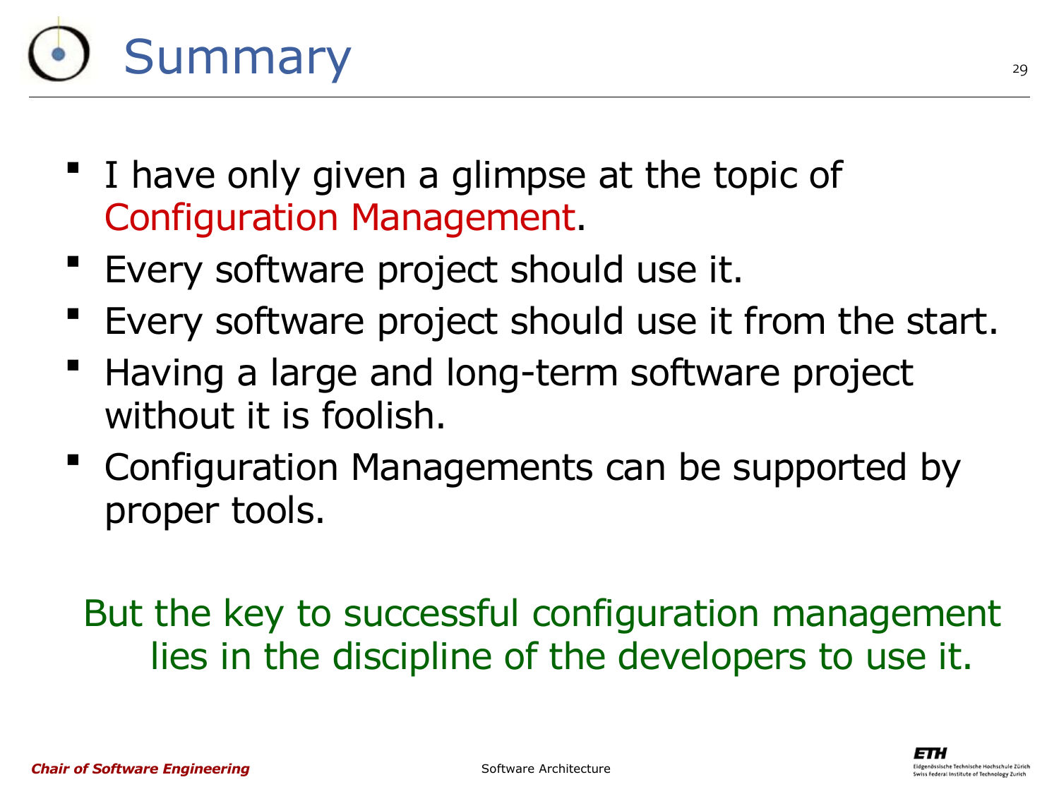# Summary

- I have only given a glimpse at the topic of Configuration Management.
- Every software project should use it.
- Every software project should use it from the start.
- Having a large and long-term software project without it is foolish.
- Configuration Managements can be supported by proper tools.

But the key to successful configuration management lies in the discipline of the developers to use it.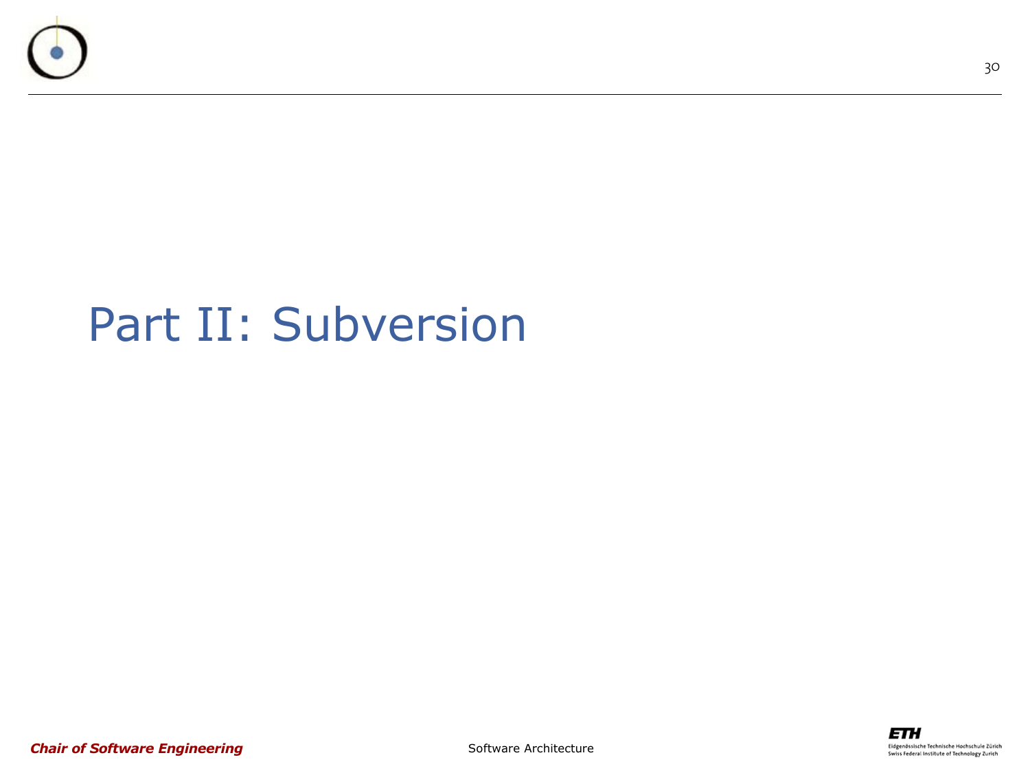# Part II: Subversion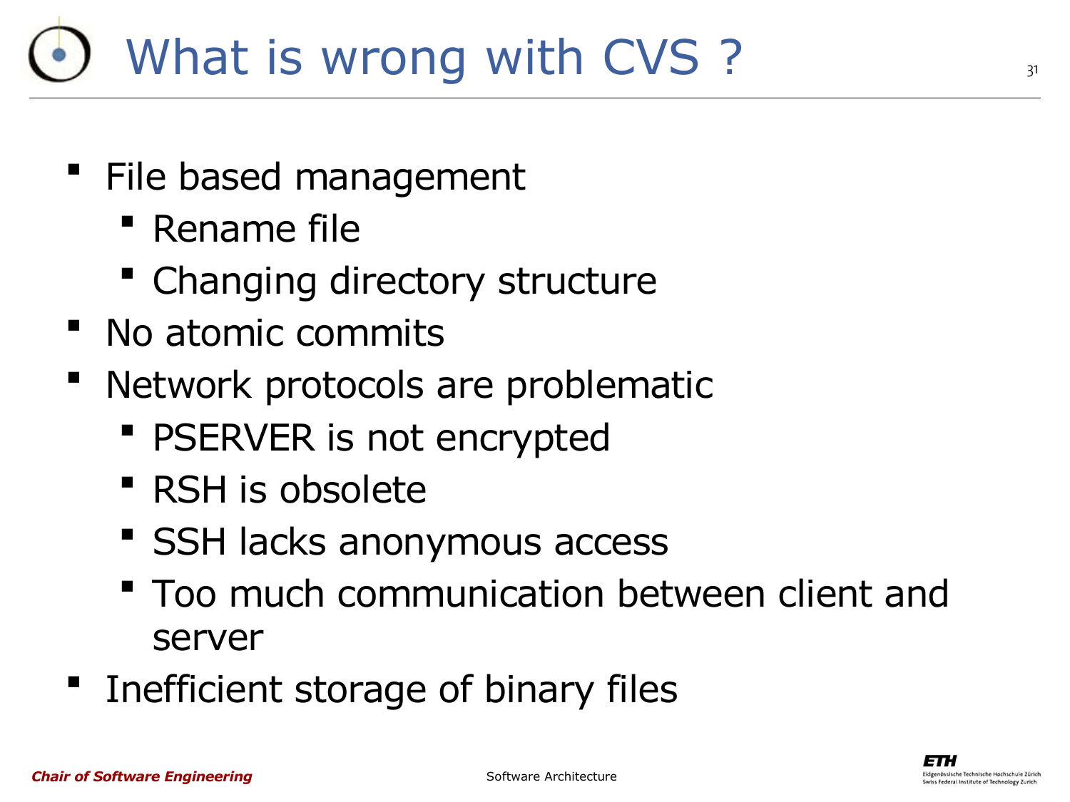# What is wrong with CVS ?

- File based management
  - Rename file
  - Changing directory structure
- No atomic commits
- Network protocols are problematic
  - PSERVER is not encrypted
  - RSH is obsolete
  - SSH lacks anonymous access
  - Too much communication between client and server
- Inefficient storage of binary files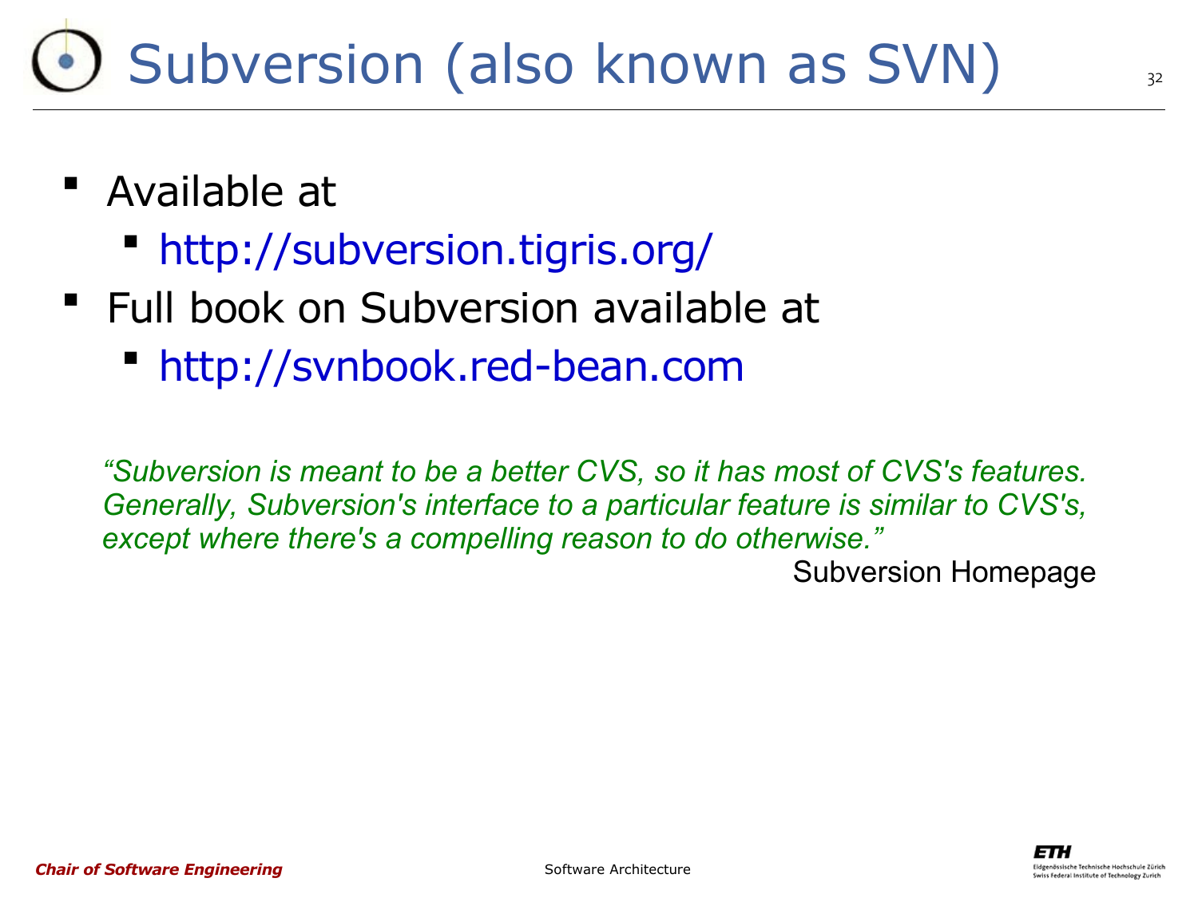# Subversion (also known as SVN)

- Available at
  - http://subversion.tigris.org/
- Full book on Subversion available at
  - http://svnbook.red-bean.com

*"Subversion is meant to be a better CVS, so it has most of CVS's features. Generally, Subversion's interface to a particular feature is similar to CVS's, except where there's a compelling reason to do otherwise."*

Subversion Homepage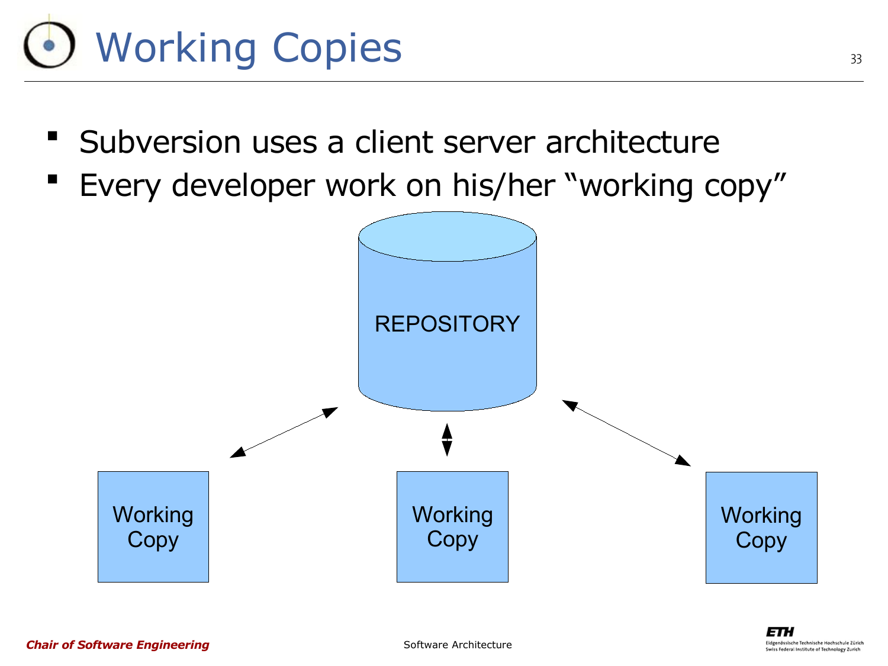# Working Copies

- Subversion uses a client server architecture
- Every developer work on his/her "working copy"

REPOSITORY

Working Copy

Working Copy

Working Copy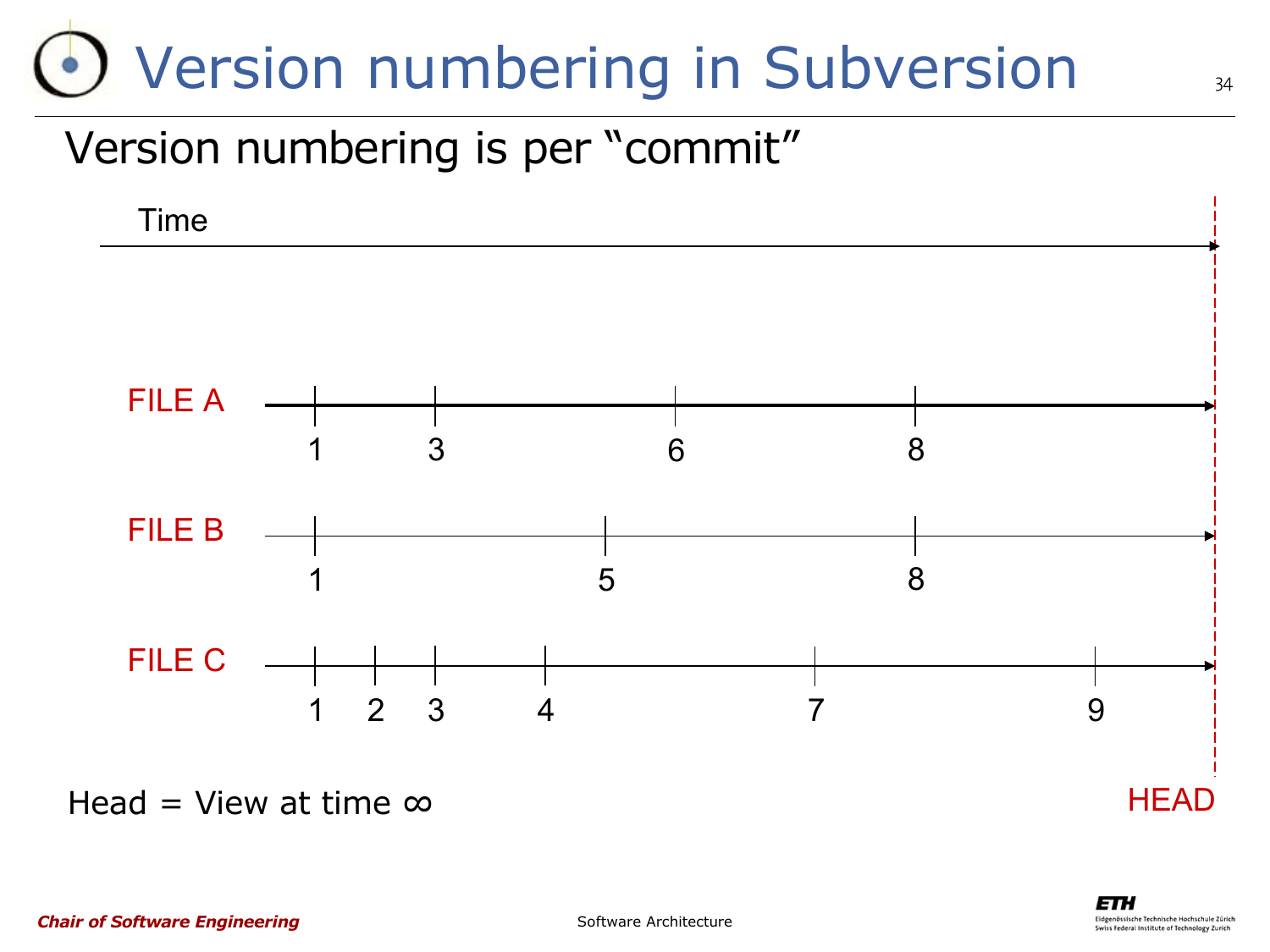# Version numbering in Subversion

Version numbering is per "commit"

Time

FILE A: 1, 3, 6, 8

FILE B: 1, 5, 8

FILE C: 1, 2, 3, 4, 7, 9

HEAD

Head = View at time ∞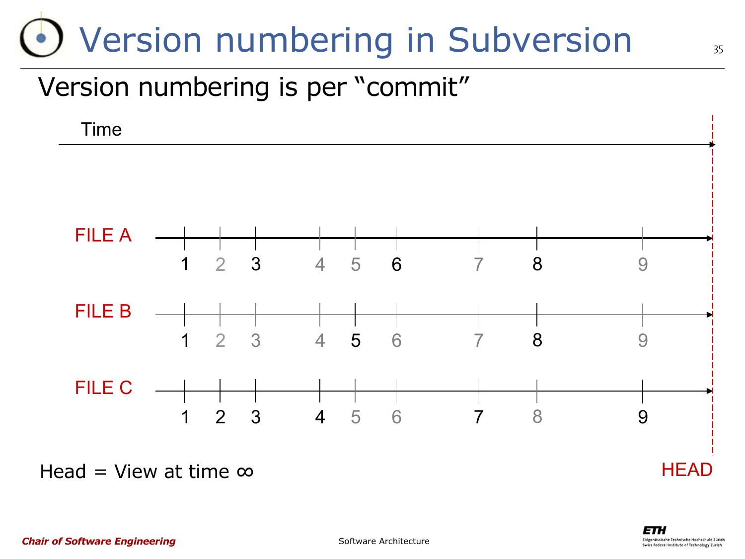# Version numbering in Subversion

Version numbering is per "commit"

Time

FILE A: 1 2 3 4 5 6 7 8 9

FILE B: 1 2 3 4 5 6 7 8 9

FILE C: 1 2 3 4 5 6 7 8 9

HEAD

Head = View at time ∞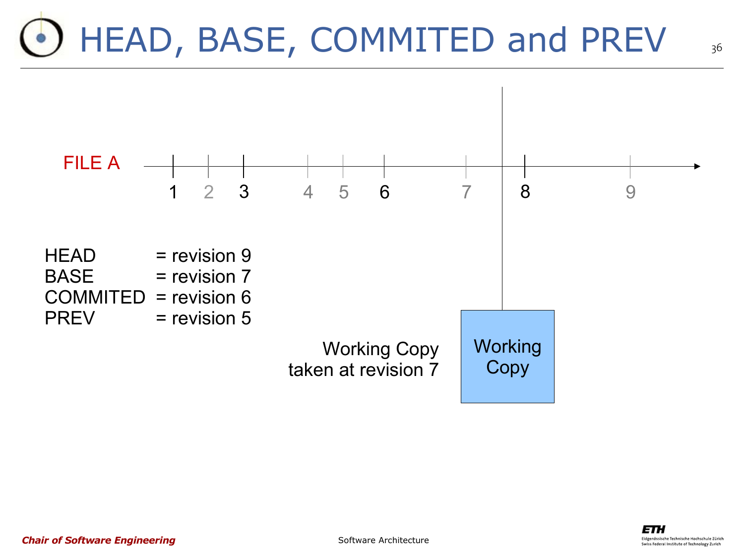# HEAD, BASE, COMMITED and PREV

FILE A

1 2 3 4 5 6 7 8 9

HEAD = revision 9
BASE = revision 7
COMMITED = revision 6
PREV = revision 5

Working Copy taken at revision 7

Working Copy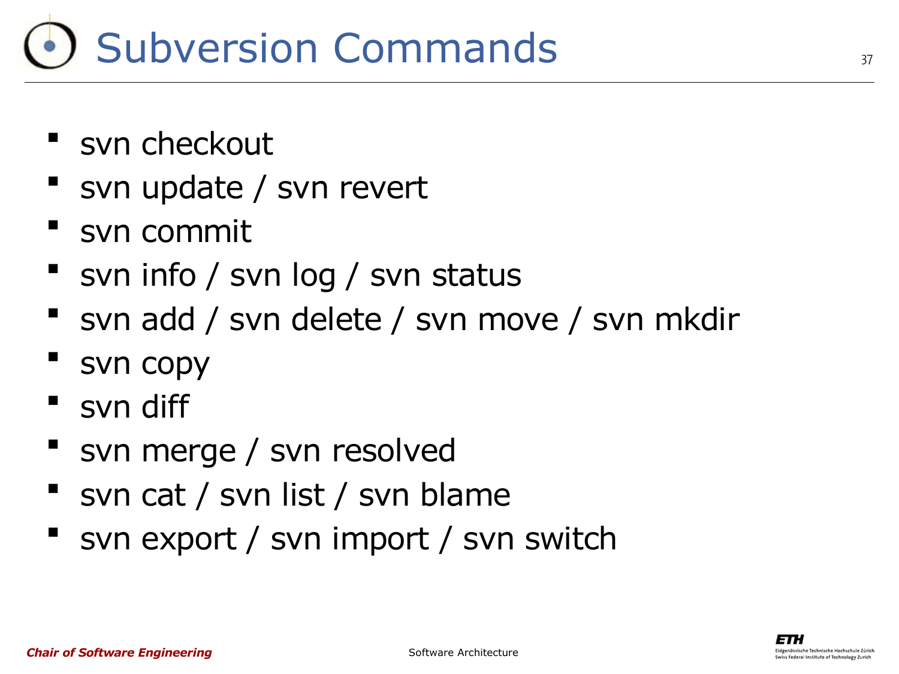# Subversion Commands

- svn checkout
- svn update / svn revert
- svn commit
- svn info / svn log / svn status
- svn add / svn delete / svn move / svn mkdir
- svn copy
- svn diff
- svn merge / svn resolved
- svn cat / svn list / svn blame
- svn export / svn import / svn switch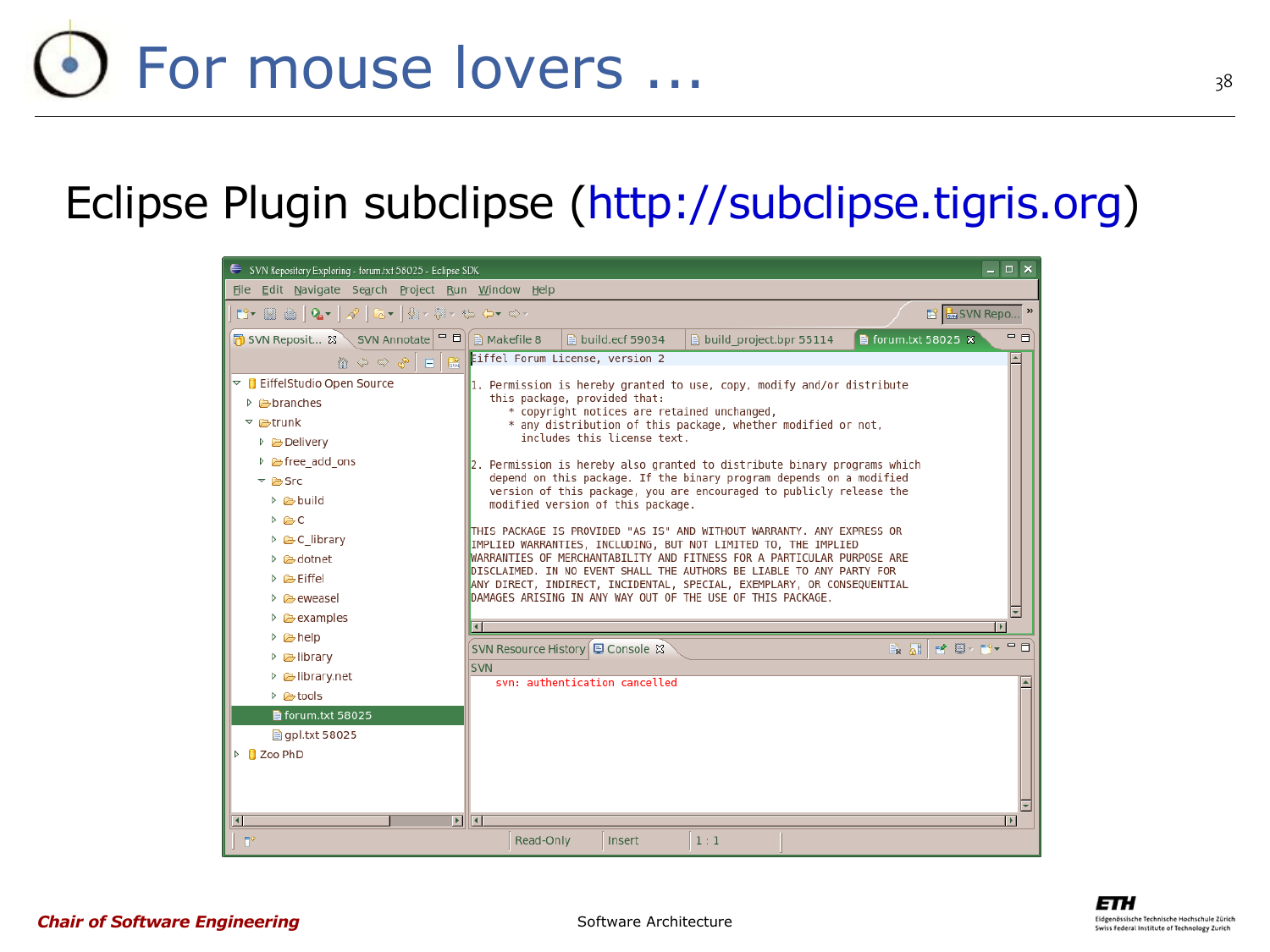# For mouse lovers ...

Eclipse Plugin subclipse (http://subclipse.tigris.org)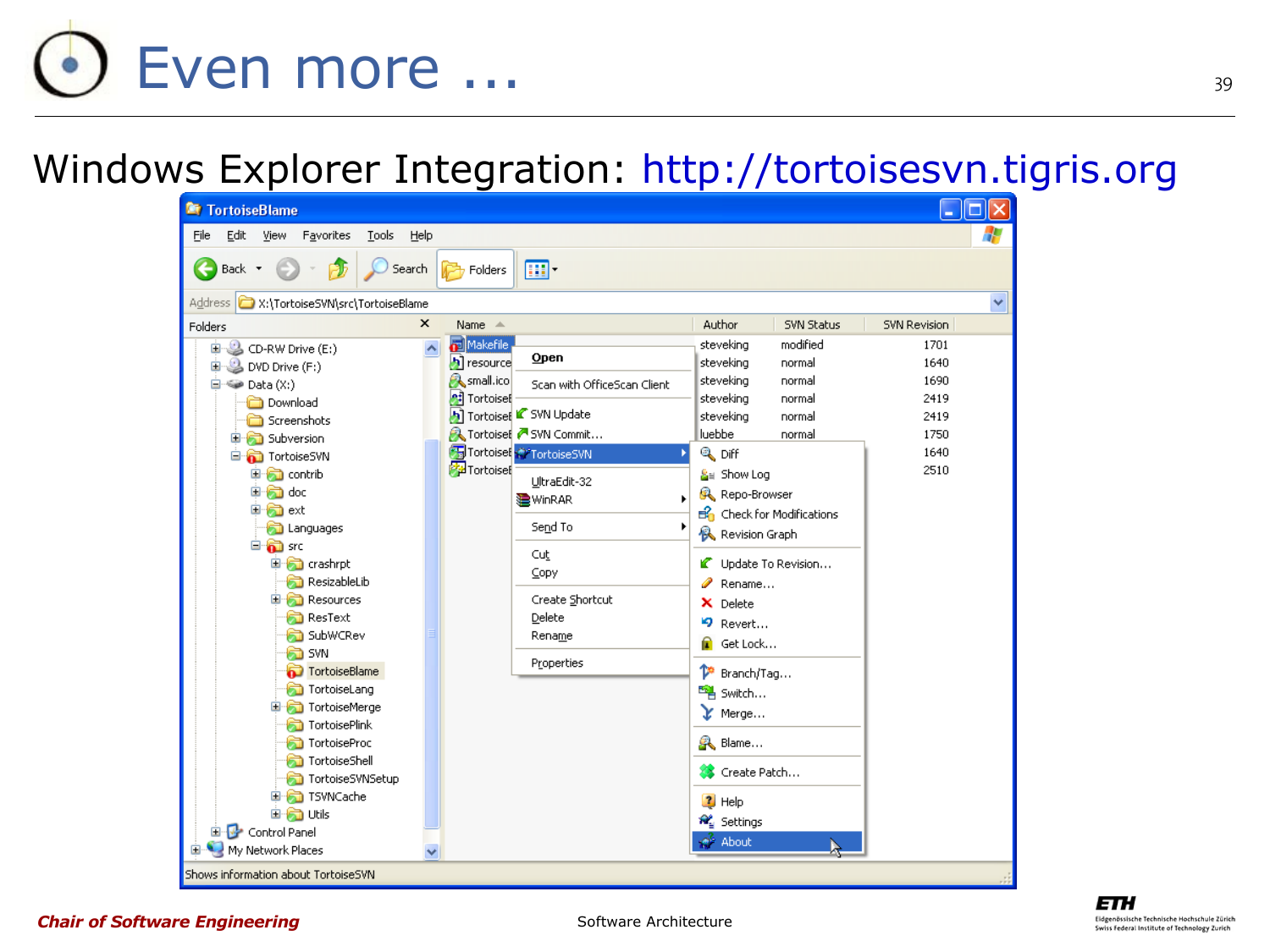# Even more ...

Windows Explorer Integration: http://tortoisesvn.tigris.org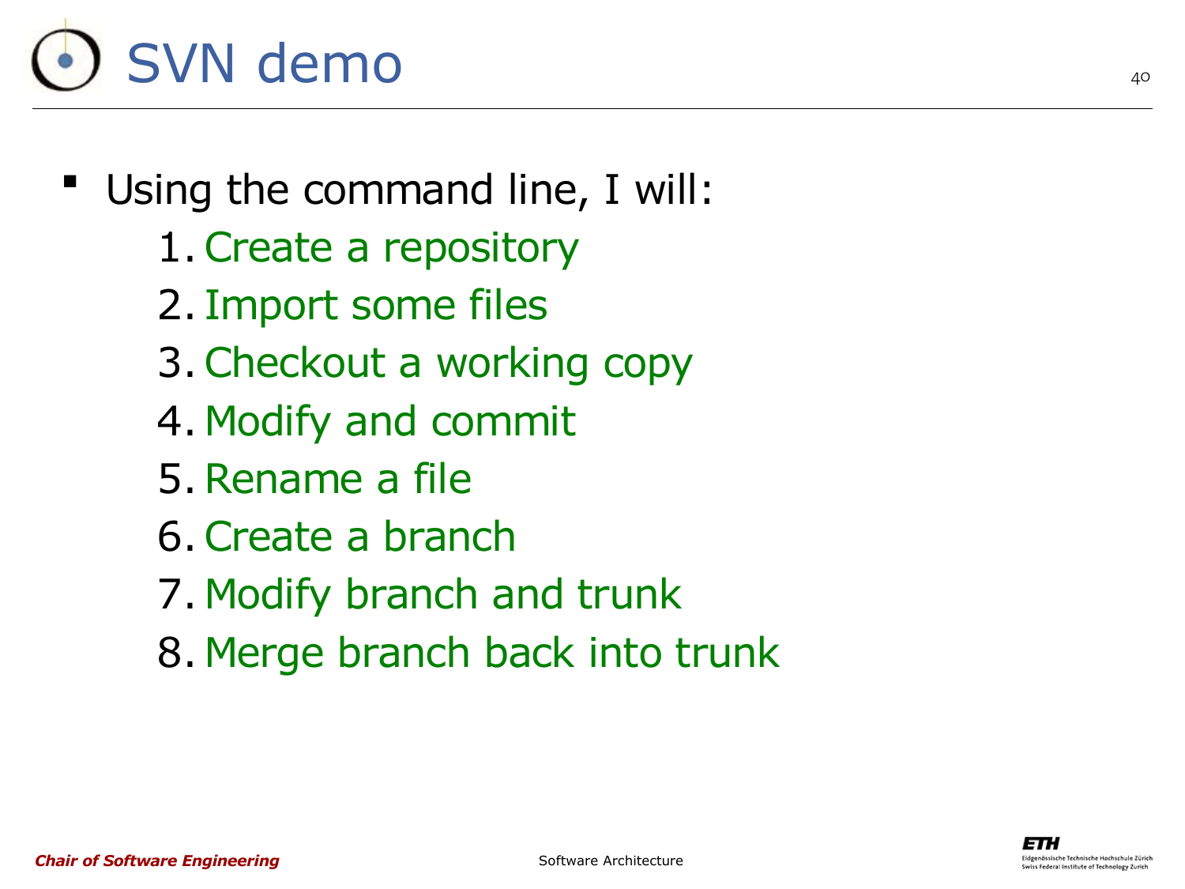# SVN demo

- Using the command line, I will:
  1. Create a repository
  2. Import some files
  3. Checkout a working copy
  4. Modify and commit
  5. Rename a file
  6. Create a branch
  7. Modify branch and trunk
  8. Merge branch back into trunk